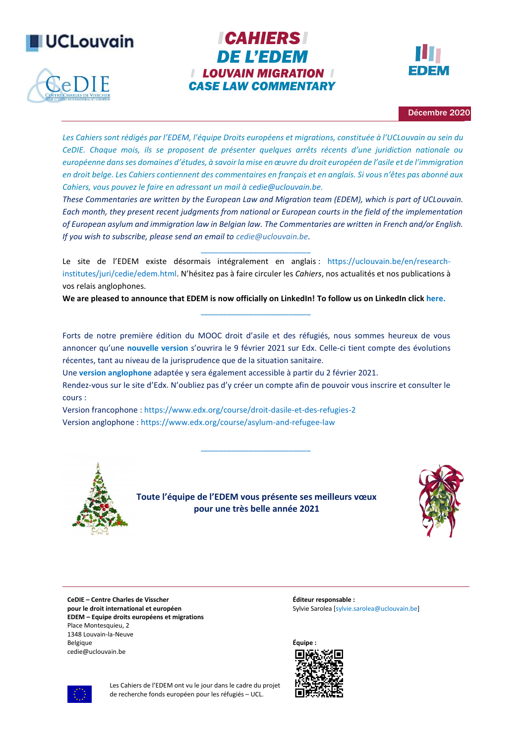UCLouvain

CeDIE – Centre Charles de Visscher pour le droit international et européen

# CAHIERS DE L'EDEM

## LOUVAIN MIGRATION CASE LAW COMMENTARY

EDEM

Décembre 2020

*Les Cahiers sont rédigés par l'EDEM, l'équipe Droits européens et migrations, constituée à l'UCLouvain au sein du CeDIE. Chaque mois, ils se proposent de présenter quelques arrêts récents d'une juridiction nationale ou européenne dans ses domaines d'études, à savoir la mise en œuvre du droit européen de l'asile et de l'immigration en droit belge. Les Cahiers contiennent des commentaires en français et en anglais. Si vous n'êtes pas abonné aux Cahiers, vous pouvez le faire en adressant un mail à cedie@uclouvain.be.*

*These Commentaries are written by the European Law and Migration team (EDEM), which is part of UCLouvain. Each month, they present recent judgments from national or European courts in the field of the implementation of European asylum and immigration law in Belgian law. The Commentaries are written in French and/or English. If you wish to subscribe, please send an email to cedie@uclouvain.be.*

---

Le site de l'EDEM existe désormais intégralement en anglais : https://uclouvain.be/en/research-institutes/juri/cedie/edem.html. N'hésitez pas à faire circuler les *Cahiers*, nos actualités et nos publications à vos relais anglophones.

**We are pleased to announce that EDEM is now officially on LinkedIn! To follow us on LinkedIn click here.**

---

Forts de notre première édition du MOOC droit d'asile et des réfugiés, nous sommes heureux de vous annoncer qu'une **nouvelle version** s'ouvrira le 9 février 2021 sur Edx. Celle-ci tient compte des évolutions récentes, tant au niveau de la jurisprudence que de la situation sanitaire.

Une **version anglophone** adaptée y sera également accessible à partir du 2 février 2021.

Rendez-vous sur le site d'Edx. N'oubliez pas d'y créer un compte afin de pouvoir vous inscrire et consulter le cours :

Version francophone : https://www.edx.org/course/droit-dasile-et-des-refugies-2

Version anglophone : https://www.edx.org/course/asylum-and-refugee-law

---

**Toute l'équipe de l'EDEM vous présente ses meilleurs vœux pour une très belle année 2021**

---

**CeDIE – Centre Charles de Visscher pour le droit international et européen**
**EDEM – Equipe droits européens et migrations**
Place Montesquieu, 2
1348 Louvain-la-Neuve
Belgique
cedie@uclouvain.be

**Éditeur responsable :**
Sylvie Sarolea [sylvie.sarolea@uclouvain.be]

**Équipe :**

Les Cahiers de l'EDEM ont vu le jour dans le cadre du projet de recherche fonds européen pour les réfugiés – UCL.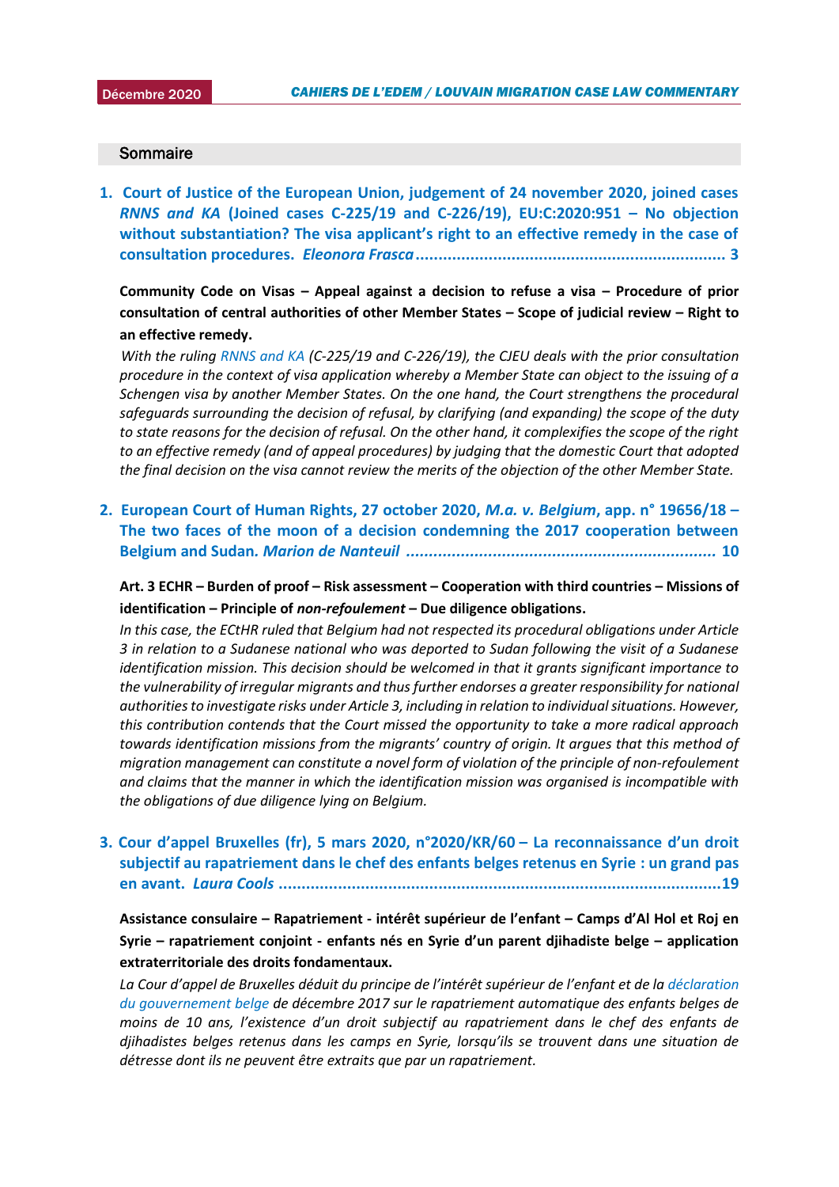## Sommaire

1. **Court of Justice of the European Union, judgement of 24 november 2020, joined cases *RNNS and KA* (Joined cases C-225/19 and C-226/19), EU:C:2020:951 – No objection without substantiation? The visa applicant's right to an effective remedy in the case of consultation procedures. *Eleonora Frasca* .................................................................... 3**

   **Community Code on Visas – Appeal against a decision to refuse a visa – Procedure of prior consultation of central authorities of other Member States – Scope of judicial review – Right to an effective remedy.**

   *With the ruling RNNS and KA (C-225/19 and C-226/19), the CJEU deals with the prior consultation procedure in the context of visa application whereby a Member State can object to the issuing of a Schengen visa by another Member States. On the one hand, the Court strengthens the procedural safeguards surrounding the decision of refusal, by clarifying (and expanding) the scope of the duty to state reasons for the decision of refusal. On the other hand, it complexifies the scope of the right to an effective remedy (and of appeal procedures) by judging that the domestic Court that adopted the final decision on the visa cannot review the merits of the objection of the other Member State.*

2. **European Court of Human Rights, 27 october 2020, *M.a. v. Belgium*, app. n° 19656/18 – The two faces of the moon of a decision condemning the 2017 cooperation between Belgium and Sudan. *Marion de Nanteuil* .................................................................... 10**

   **Art. 3 ECHR – Burden of proof – Risk assessment – Cooperation with third countries – Missions of identification – Principle of *non-refoulement* – Due diligence obligations.**

   *In this case, the ECtHR ruled that Belgium had not respected its procedural obligations under Article 3 in relation to a Sudanese national who was deported to Sudan following the visit of a Sudanese identification mission. This decision should be welcomed in that it grants significant importance to the vulnerability of irregular migrants and thus further endorses a greater responsibility for national authorities to investigate risks under Article 3, including in relation to individual situations. However, this contribution contends that the Court missed the opportunity to take a more radical approach towards identification missions from the migrants' country of origin. It argues that this method of migration management can constitute a novel form of violation of the principle of non-refoulement and claims that the manner in which the identification mission was organised is incompatible with the obligations of due diligence lying on Belgium.*

3. **Cour d'appel Bruxelles (fr), 5 mars 2020, n°2020/KR/60 – La reconnaissance d'un droit subjectif au rapatriement dans le chef des enfants belges retenus en Syrie : un grand pas en avant. *Laura Cools* ................................................................................................19**

   **Assistance consulaire – Rapatriement - intérêt supérieur de l'enfant – Camps d'Al Hol et Roj en Syrie – rapatriement conjoint - enfants nés en Syrie d'un parent djihadiste belge – application extraterritoriale des droits fondamentaux.**

   *La Cour d'appel de Bruxelles déduit du principe de l'intérêt supérieur de l'enfant et de la déclaration du gouvernement belge de décembre 2017 sur le rapatriement automatique des enfants belges de moins de 10 ans, l'existence d'un droit subjectif au rapatriement dans le chef des enfants de djihadistes belges retenus dans les camps en Syrie, lorsqu'ils se trouvent dans une situation de détresse dont ils ne peuvent être extraits que par un rapatriement.*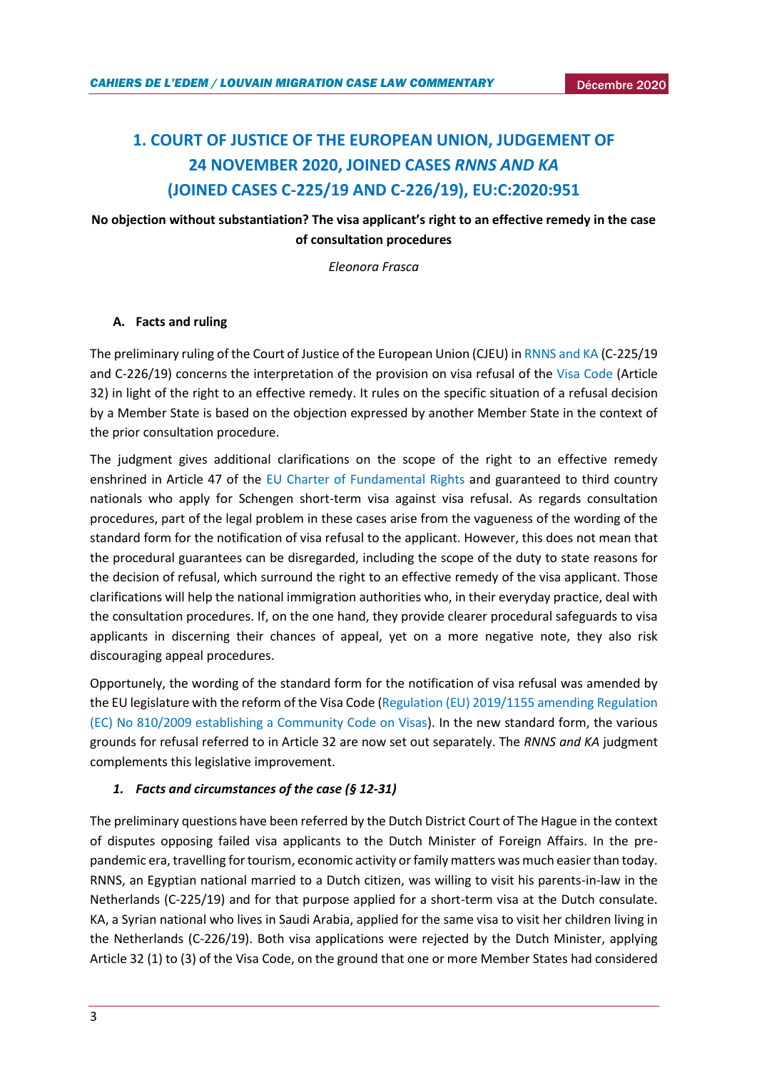# 1. COURT OF JUSTICE OF THE EUROPEAN UNION, JUDGEMENT OF 24 NOVEMBER 2020, JOINED CASES *RNNS AND KA* (JOINED CASES C-225/19 AND C-226/19), EU:C:2020:951

**No objection without substantiation? The visa applicant's right to an effective remedy in the case of consultation procedures**

*Eleonora Frasca*

### A. Facts and ruling

The preliminary ruling of the Court of Justice of the European Union (CJEU) in RNNS and KA (C-225/19 and C-226/19) concerns the interpretation of the provision on visa refusal of the Visa Code (Article 32) in light of the right to an effective remedy. It rules on the specific situation of a refusal decision by a Member State is based on the objection expressed by another Member State in the context of the prior consultation procedure.

The judgment gives additional clarifications on the scope of the right to an effective remedy enshrined in Article 47 of the EU Charter of Fundamental Rights and guaranteed to third country nationals who apply for Schengen short-term visa against visa refusal. As regards consultation procedures, part of the legal problem in these cases arise from the vagueness of the wording of the standard form for the notification of visa refusal to the applicant. However, this does not mean that the procedural guarantees can be disregarded, including the scope of the duty to state reasons for the decision of refusal, which surround the right to an effective remedy of the visa applicant. Those clarifications will help the national immigration authorities who, in their everyday practice, deal with the consultation procedures. If, on the one hand, they provide clearer procedural safeguards to visa applicants in discerning their chances of appeal, yet on a more negative note, they also risk discouraging appeal procedures.

Opportunely, the wording of the standard form for the notification of visa refusal was amended by the EU legislature with the reform of the Visa Code (Regulation (EU) 2019/1155 amending Regulation (EC) No 810/2009 establishing a Community Code on Visas). In the new standard form, the various grounds for refusal referred to in Article 32 are now set out separately. The *RNNS and KA* judgment complements this legislative improvement.

#### *1. Facts and circumstances of the case (§ 12-31)*

The preliminary questions have been referred by the Dutch District Court of The Hague in the context of disputes opposing failed visa applicants to the Dutch Minister of Foreign Affairs. In the pre-pandemic era, travelling for tourism, economic activity or family matters was much easier than today. RNNS, an Egyptian national married to a Dutch citizen, was willing to visit his parents-in-law in the Netherlands (C-225/19) and for that purpose applied for a short-term visa at the Dutch consulate. KA, a Syrian national who lives in Saudi Arabia, applied for the same visa to visit her children living in the Netherlands (C-226/19). Both visa applications were rejected by the Dutch Minister, applying Article 32 (1) to (3) of the Visa Code, on the ground that one or more Member States had considered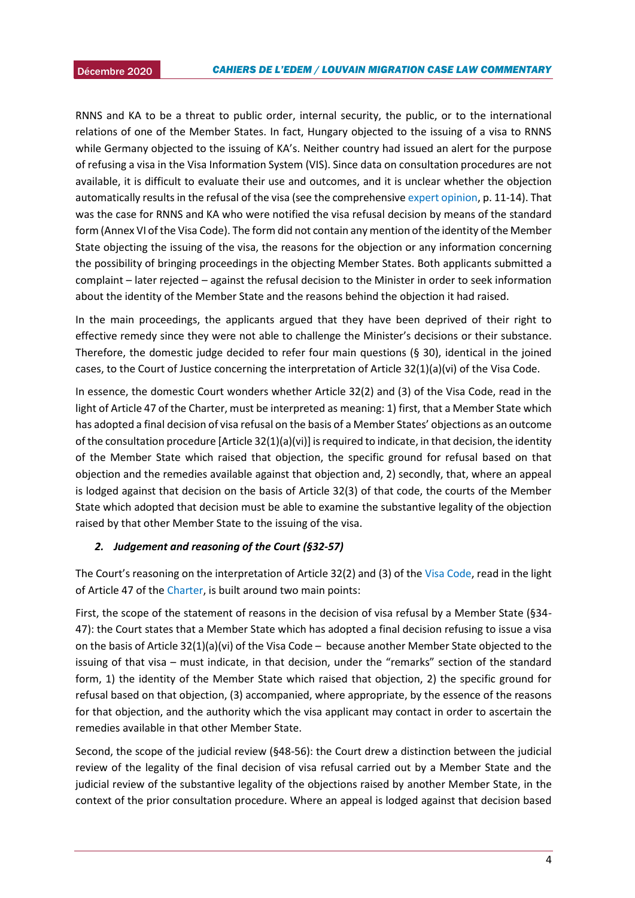RNNS and KA to be a threat to public order, internal security, the public, or to the international relations of one of the Member States. In fact, Hungary objected to the issuing of a visa to RNNS while Germany objected to the issuing of KA's. Neither country had issued an alert for the purpose of refusing a visa in the Visa Information System (VIS). Since data on consultation procedures are not available, it is difficult to evaluate their use and outcomes, and it is unclear whether the objection automatically results in the refusal of the visa (see the comprehensive expert opinion, p. 11-14). That was the case for RNNS and KA who were notified the visa refusal decision by means of the standard form (Annex VI of the Visa Code). The form did not contain any mention of the identity of the Member State objecting the issuing of the visa, the reasons for the objection or any information concerning the possibility of bringing proceedings in the objecting Member States. Both applicants submitted a complaint – later rejected – against the refusal decision to the Minister in order to seek information about the identity of the Member State and the reasons behind the objection it had raised.

In the main proceedings, the applicants argued that they have been deprived of their right to effective remedy since they were not able to challenge the Minister's decisions or their substance. Therefore, the domestic judge decided to refer four main questions (§ 30), identical in the joined cases, to the Court of Justice concerning the interpretation of Article 32(1)(a)(vi) of the Visa Code.

In essence, the domestic Court wonders whether Article 32(2) and (3) of the Visa Code, read in the light of Article 47 of the Charter, must be interpreted as meaning: 1) first, that a Member State which has adopted a final decision of visa refusal on the basis of a Member States' objections as an outcome of the consultation procedure [Article 32(1)(a)(vi)] is required to indicate, in that decision, the identity of the Member State which raised that objection, the specific ground for refusal based on that objection and the remedies available against that objection and, 2) secondly, that, where an appeal is lodged against that decision on the basis of Article 32(3) of that code, the courts of the Member State which adopted that decision must be able to examine the substantive legality of the objection raised by that other Member State to the issuing of the visa.

### *2. Judgement and reasoning of the Court (§32-57)*

The Court's reasoning on the interpretation of Article 32(2) and (3) of the Visa Code, read in the light of Article 47 of the Charter, is built around two main points:

First, the scope of the statement of reasons in the decision of visa refusal by a Member State (§34-47): the Court states that a Member State which has adopted a final decision refusing to issue a visa on the basis of Article 32(1)(a)(vi) of the Visa Code – because another Member State objected to the issuing of that visa – must indicate, in that decision, under the "remarks" section of the standard form, 1) the identity of the Member State which raised that objection, 2) the specific ground for refusal based on that objection, (3) accompanied, where appropriate, by the essence of the reasons for that objection, and the authority which the visa applicant may contact in order to ascertain the remedies available in that other Member State.

Second, the scope of the judicial review (§48-56): the Court drew a distinction between the judicial review of the legality of the final decision of visa refusal carried out by a Member State and the judicial review of the substantive legality of the objections raised by another Member State, in the context of the prior consultation procedure. Where an appeal is lodged against that decision based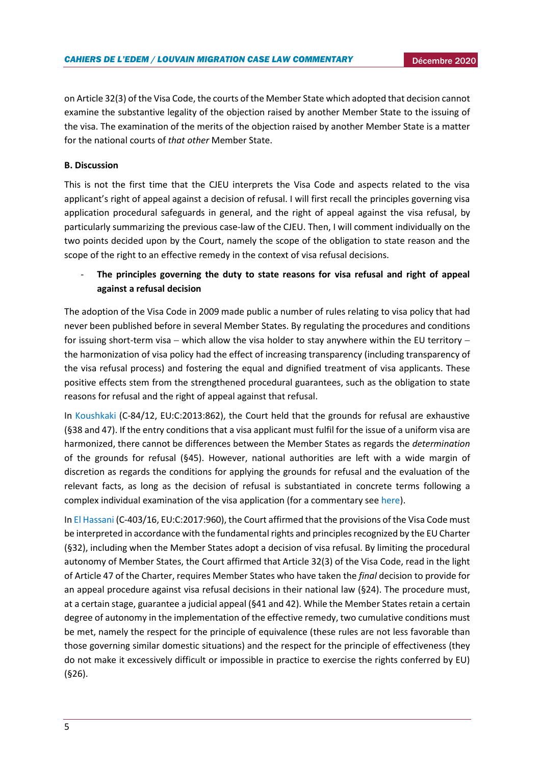on Article 32(3) of the Visa Code, the courts of the Member State which adopted that decision cannot examine the substantive legality of the objection raised by another Member State to the issuing of the visa. The examination of the merits of the objection raised by another Member State is a matter for the national courts of *that other* Member State.

**B. Discussion**

This is not the first time that the CJEU interprets the Visa Code and aspects related to the visa applicant's right of appeal against a decision of refusal. I will first recall the principles governing visa application procedural safeguards in general, and the right of appeal against the visa refusal, by particularly summarizing the previous case-law of the CJEU. Then, I will comment individually on the two points decided upon by the Court, namely the scope of the obligation to state reason and the scope of the right to an effective remedy in the context of visa refusal decisions.

- **The principles governing the duty to state reasons for visa refusal and right of appeal against a refusal decision**

The adoption of the Visa Code in 2009 made public a number of rules relating to visa policy that had never been published before in several Member States. By regulating the procedures and conditions for issuing short-term visa – which allow the visa holder to stay anywhere within the EU territory – the harmonization of visa policy had the effect of increasing transparency (including transparency of the visa refusal process) and fostering the equal and dignified treatment of visa applicants. These positive effects stem from the strengthened procedural guarantees, such as the obligation to state reasons for refusal and the right of appeal against that refusal.

In Koushkaki (C-84/12, EU:C:2013:862), the Court held that the grounds for refusal are exhaustive (§38 and 47). If the entry conditions that a visa applicant must fulfil for the issue of a uniform visa are harmonized, there cannot be differences between the Member States as regards the *determination* of the grounds for refusal (§45). However, national authorities are left with a wide margin of discretion as regards the conditions for applying the grounds for refusal and the evaluation of the relevant facts, as long as the decision of refusal is substantiated in concrete terms following a complex individual examination of the visa application (for a commentary see here).

In El Hassani (C-403/16, EU:C:2017:960), the Court affirmed that the provisions of the Visa Code must be interpreted in accordance with the fundamental rights and principles recognized by the EU Charter (§32), including when the Member States adopt a decision of visa refusal. By limiting the procedural autonomy of Member States, the Court affirmed that Article 32(3) of the Visa Code, read in the light of Article 47 of the Charter, requires Member States who have taken the *final* decision to provide for an appeal procedure against visa refusal decisions in their national law (§24). The procedure must, at a certain stage, guarantee a judicial appeal (§41 and 42). While the Member States retain a certain degree of autonomy in the implementation of the effective remedy, two cumulative conditions must be met, namely the respect for the principle of equivalence (these rules are not less favorable than those governing similar domestic situations) and the respect for the principle of effectiveness (they do not make it excessively difficult or impossible in practice to exercise the rights conferred by EU) (§26).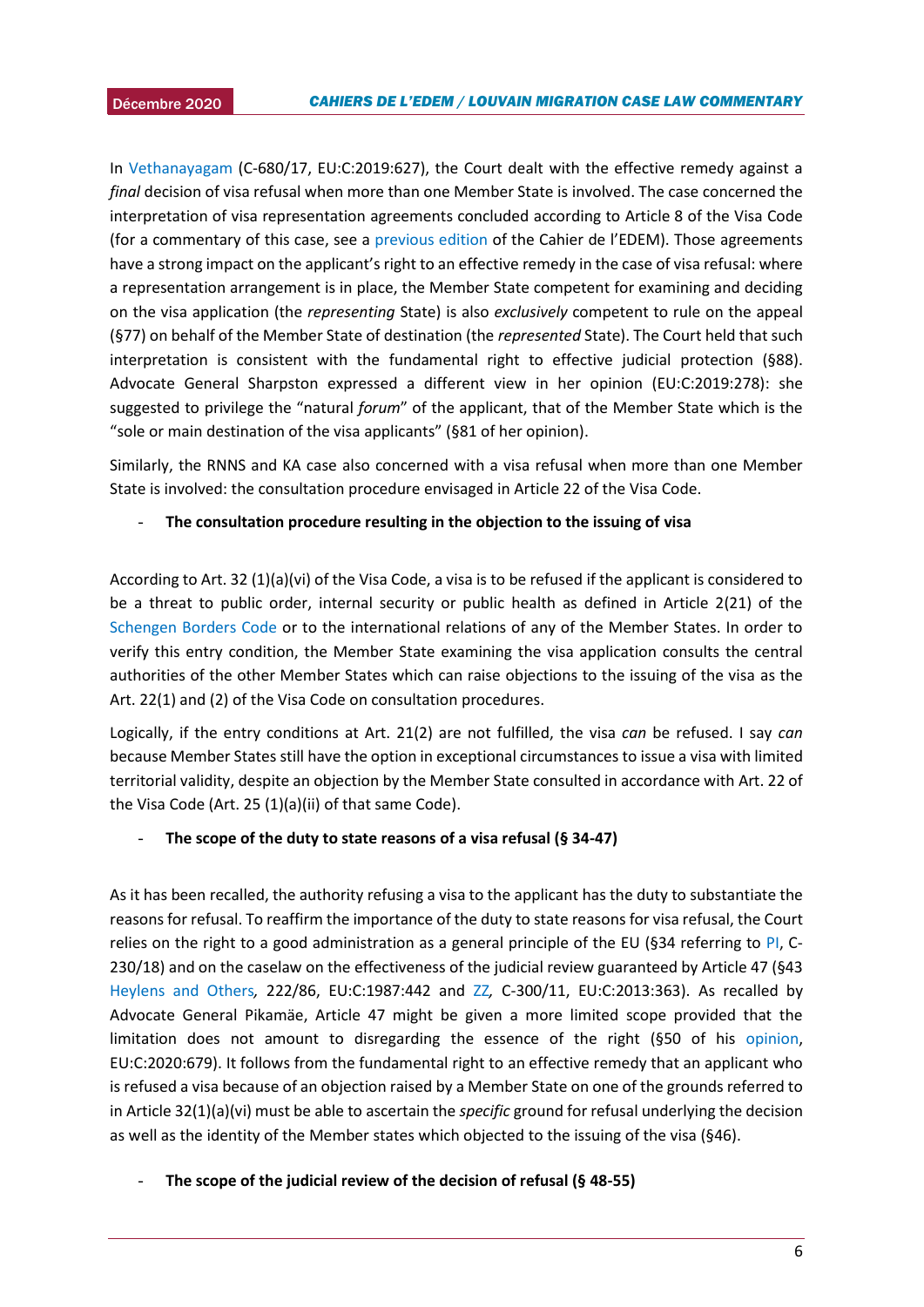In Vethanayagam (C-680/17, EU:C:2019:627), the Court dealt with the effective remedy against a *final* decision of visa refusal when more than one Member State is involved. The case concerned the interpretation of visa representation agreements concluded according to Article 8 of the Visa Code (for a commentary of this case, see a previous edition of the Cahier de l'EDEM). Those agreements have a strong impact on the applicant's right to an effective remedy in the case of visa refusal: where a representation arrangement is in place, the Member State competent for examining and deciding on the visa application (the *representing* State) is also *exclusively* competent to rule on the appeal (§77) on behalf of the Member State of destination (the *represented* State). The Court held that such interpretation is consistent with the fundamental right to effective judicial protection (§88). Advocate General Sharpston expressed a different view in her opinion (EU:C:2019:278): she suggested to privilege the "natural *forum*" of the applicant, that of the Member State which is the "sole or main destination of the visa applicants" (§81 of her opinion).

Similarly, the RNNS and KA case also concerned with a visa refusal when more than one Member State is involved: the consultation procedure envisaged in Article 22 of the Visa Code.

- **The consultation procedure resulting in the objection to the issuing of visa**

According to Art. 32 (1)(a)(vi) of the Visa Code, a visa is to be refused if the applicant is considered to be a threat to public order, internal security or public health as defined in Article 2(21) of the Schengen Borders Code or to the international relations of any of the Member States. In order to verify this entry condition, the Member State examining the visa application consults the central authorities of the other Member States which can raise objections to the issuing of the visa as the Art. 22(1) and (2) of the Visa Code on consultation procedures.

Logically, if the entry conditions at Art. 21(2) are not fulfilled, the visa *can* be refused. I say *can* because Member States still have the option in exceptional circumstances to issue a visa with limited territorial validity, despite an objection by the Member State consulted in accordance with Art. 22 of the Visa Code (Art. 25 (1)(a)(ii) of that same Code).

- **The scope of the duty to state reasons of a visa refusal (§ 34-47)**

As it has been recalled, the authority refusing a visa to the applicant has the duty to substantiate the reasons for refusal. To reaffirm the importance of the duty to state reasons for visa refusal, the Court relies on the right to a good administration as a general principle of the EU (§34 referring to PI, C-230/18) and on the caselaw on the effectiveness of the judicial review guaranteed by Article 47 (§43 *Heylens and Others*, 222/86, EU:C:1987:442 and *ZZ*, C-300/11, EU:C:2013:363). As recalled by Advocate General Pikamäe, Article 47 might be given a more limited scope provided that the limitation does not amount to disregarding the essence of the right (§50 of his opinion, EU:C:2020:679). It follows from the fundamental right to an effective remedy that an applicant who is refused a visa because of an objection raised by a Member State on one of the grounds referred to in Article 32(1)(a)(vi) must be able to ascertain the *specific* ground for refusal underlying the decision as well as the identity of the Member states which objected to the issuing of the visa (§46).

- **The scope of the judicial review of the decision of refusal (§ 48-55)**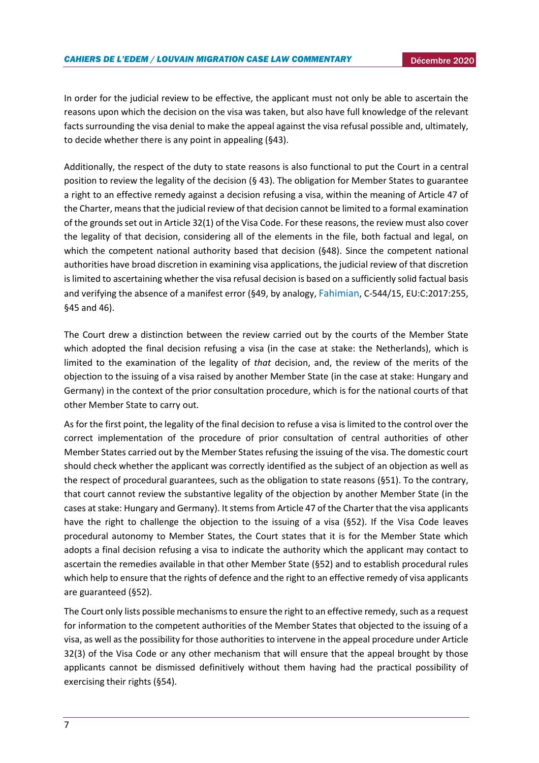In order for the judicial review to be effective, the applicant must not only be able to ascertain the reasons upon which the decision on the visa was taken, but also have full knowledge of the relevant facts surrounding the visa denial to make the appeal against the visa refusal possible and, ultimately, to decide whether there is any point in appealing (§43).

Additionally, the respect of the duty to state reasons is also functional to put the Court in a central position to review the legality of the decision (§ 43). The obligation for Member States to guarantee a right to an effective remedy against a decision refusing a visa, within the meaning of Article 47 of the Charter, means that the judicial review of that decision cannot be limited to a formal examination of the grounds set out in Article 32(1) of the Visa Code. For these reasons, the review must also cover the legality of that decision, considering all of the elements in the file, both factual and legal, on which the competent national authority based that decision (§48). Since the competent national authorities have broad discretion in examining visa applications, the judicial review of that discretion is limited to ascertaining whether the visa refusal decision is based on a sufficiently solid factual basis and verifying the absence of a manifest error (§49, by analogy, Fahimian, C-544/15, EU:C:2017:255, §45 and 46).

The Court drew a distinction between the review carried out by the courts of the Member State which adopted the final decision refusing a visa (in the case at stake: the Netherlands), which is limited to the examination of the legality of *that* decision, and, the review of the merits of the objection to the issuing of a visa raised by another Member State (in the case at stake: Hungary and Germany) in the context of the prior consultation procedure, which is for the national courts of that other Member State to carry out.

As for the first point, the legality of the final decision to refuse a visa is limited to the control over the correct implementation of the procedure of prior consultation of central authorities of other Member States carried out by the Member States refusing the issuing of the visa. The domestic court should check whether the applicant was correctly identified as the subject of an objection as well as the respect of procedural guarantees, such as the obligation to state reasons (§51). To the contrary, that court cannot review the substantive legality of the objection by another Member State (in the cases at stake: Hungary and Germany). It stems from Article 47 of the Charter that the visa applicants have the right to challenge the objection to the issuing of a visa (§52). If the Visa Code leaves procedural autonomy to Member States, the Court states that it is for the Member State which adopts a final decision refusing a visa to indicate the authority which the applicant may contact to ascertain the remedies available in that other Member State (§52) and to establish procedural rules which help to ensure that the rights of defence and the right to an effective remedy of visa applicants are guaranteed (§52).

The Court only lists possible mechanisms to ensure the right to an effective remedy, such as a request for information to the competent authorities of the Member States that objected to the issuing of a visa, as well as the possibility for those authorities to intervene in the appeal procedure under Article 32(3) of the Visa Code or any other mechanism that will ensure that the appeal brought by those applicants cannot be dismissed definitively without them having had the practical possibility of exercising their rights (§54).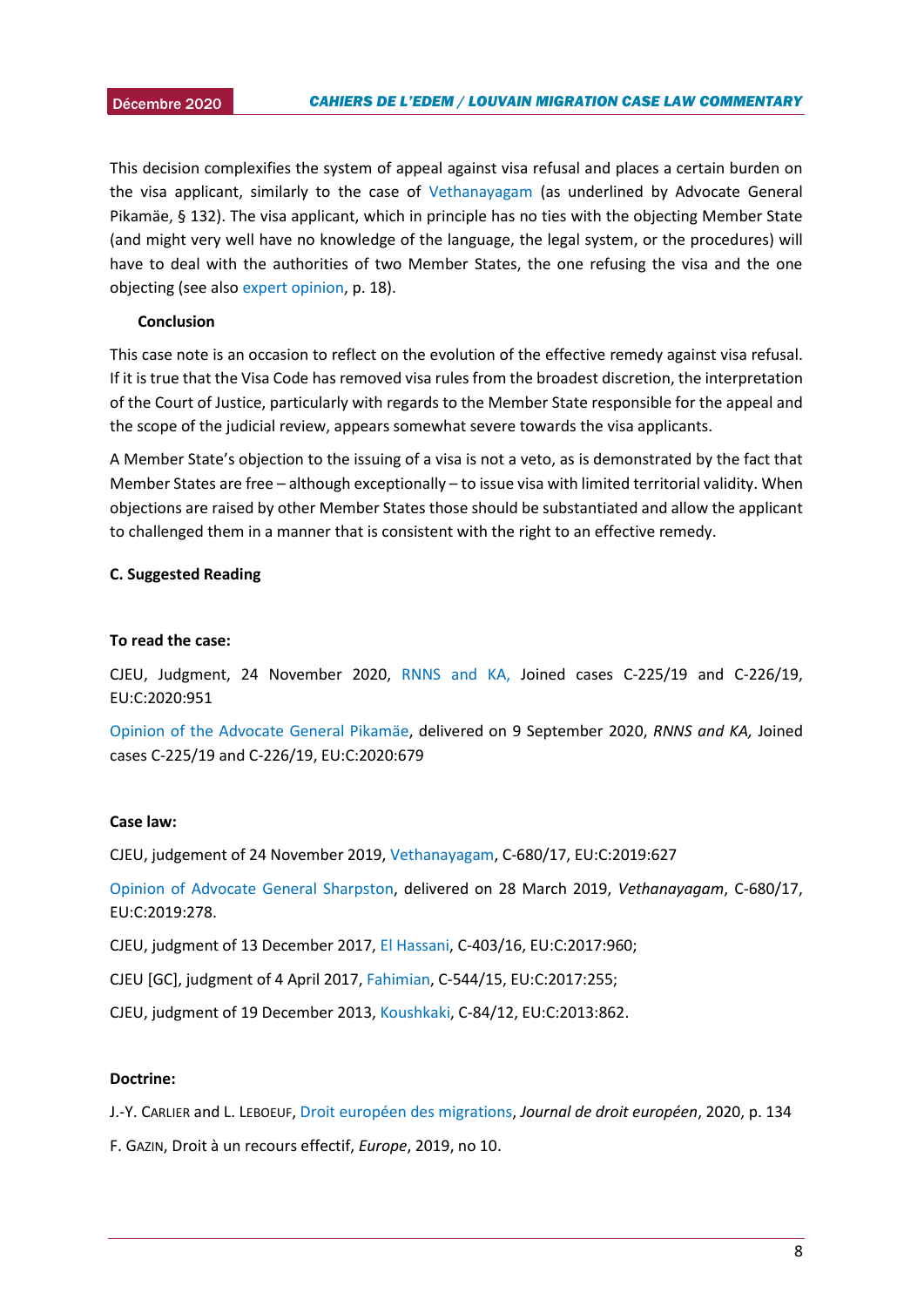This decision complexifies the system of appeal against visa refusal and places a certain burden on the visa applicant, similarly to the case of Vethanayagam (as underlined by Advocate General Pikamäe, § 132). The visa applicant, which in principle has no ties with the objecting Member State (and might very well have no knowledge of the language, the legal system, or the procedures) will have to deal with the authorities of two Member States, the one refusing the visa and the one objecting (see also expert opinion, p. 18).

**Conclusion**

This case note is an occasion to reflect on the evolution of the effective remedy against visa refusal. If it is true that the Visa Code has removed visa rules from the broadest discretion, the interpretation of the Court of Justice, particularly with regards to the Member State responsible for the appeal and the scope of the judicial review, appears somewhat severe towards the visa applicants.

A Member State's objection to the issuing of a visa is not a veto, as is demonstrated by the fact that Member States are free – although exceptionally – to issue visa with limited territorial validity. When objections are raised by other Member States those should be substantiated and allow the applicant to challenged them in a manner that is consistent with the right to an effective remedy.

## C. Suggested Reading

**To read the case:**

CJEU, Judgment, 24 November 2020, RNNS and KA, Joined cases C-225/19 and C-226/19, EU:C:2020:951

Opinion of the Advocate General Pikamäe, delivered on 9 September 2020, *RNNS and KA,* Joined cases C-225/19 and C-226/19, EU:C:2020:679

**Case law:**

CJEU, judgement of 24 November 2019, Vethanayagam, C-680/17, EU:C:2019:627

Opinion of Advocate General Sharpston, delivered on 28 March 2019, *Vethanayagam*, C-680/17, EU:C:2019:278.

CJEU, judgment of 13 December 2017, El Hassani, C-403/16, EU:C:2017:960;

CJEU [GC], judgment of 4 April 2017, Fahimian, C-544/15, EU:C:2017:255;

CJEU, judgment of 19 December 2013, Koushkaki, C-84/12, EU:C:2013:862.

**Doctrine:**

J.-Y. Carlier and L. Leboeuf, Droit européen des migrations, *Journal de droit européen*, 2020, p. 134

F. Gazin, Droit à un recours effectif, *Europe*, 2019, no 10.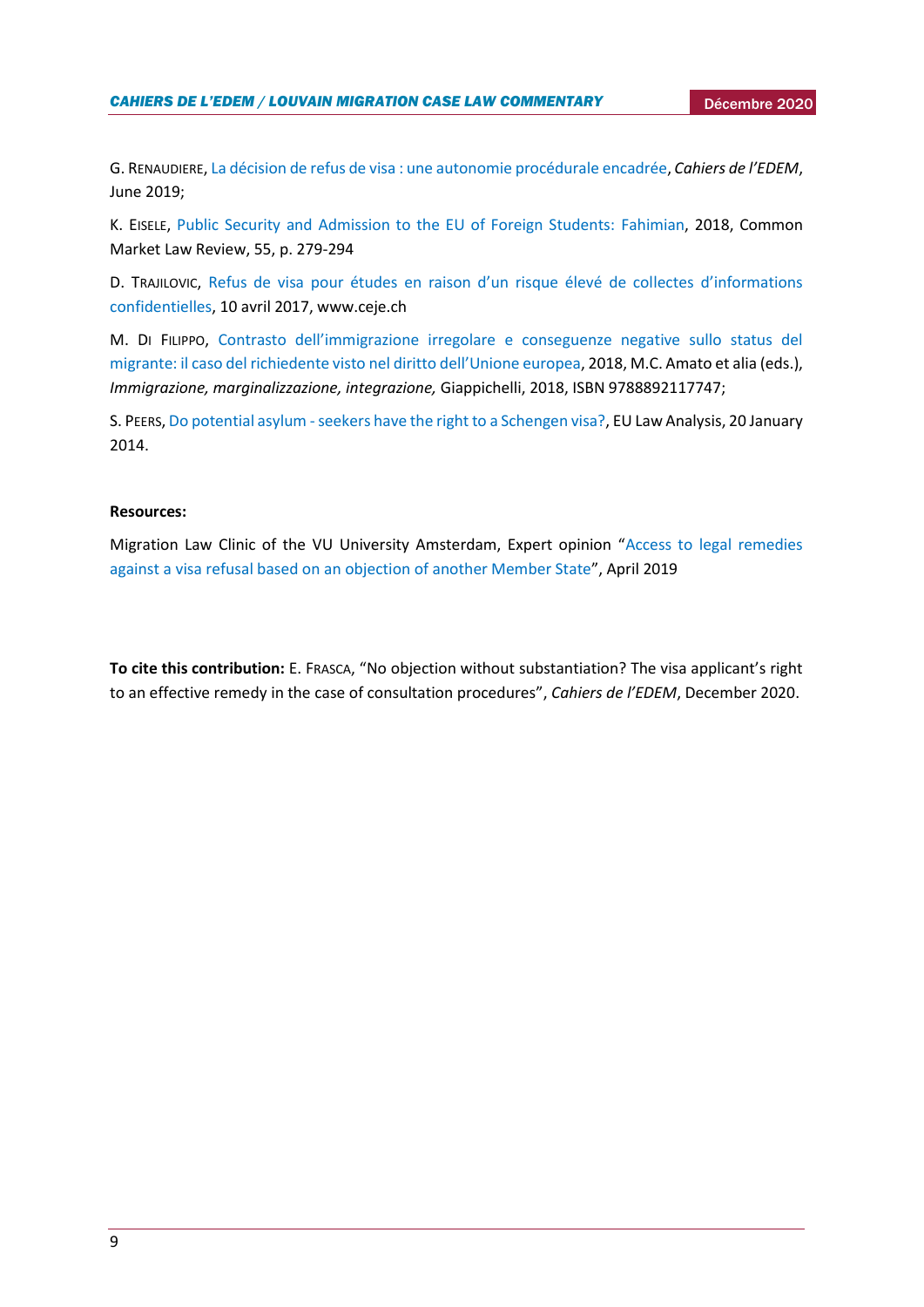G. RENAUDIERE, La décision de refus de visa : une autonomie procédurale encadrée, *Cahiers de l'EDEM*, June 2019;

K. EISELE, Public Security and Admission to the EU of Foreign Students: Fahimian, 2018, Common Market Law Review, 55, p. 279-294

D. TRAJILOVIC, Refus de visa pour études en raison d'un risque élevé de collectes d'informations confidentielles, 10 avril 2017, www.ceje.ch

M. DI FILIPPO, Contrasto dell'immigrazione irregolare e conseguenze negative sullo status del migrante: il caso del richiedente visto nel diritto dell'Unione europea, 2018, M.C. Amato et alia (eds.), *Immigrazione, marginalizzazione, integrazione,* Giappichelli, 2018, ISBN 9788892117747;

S. PEERS, Do potential asylum - seekers have the right to a Schengen visa?, EU Law Analysis, 20 January 2014.

**Resources:**

Migration Law Clinic of the VU University Amsterdam, Expert opinion "Access to legal remedies against a visa refusal based on an objection of another Member State", April 2019

**To cite this contribution:** E. FRASCA, "No objection without substantiation? The visa applicant's right to an effective remedy in the case of consultation procedures", *Cahiers de l'EDEM*, December 2020.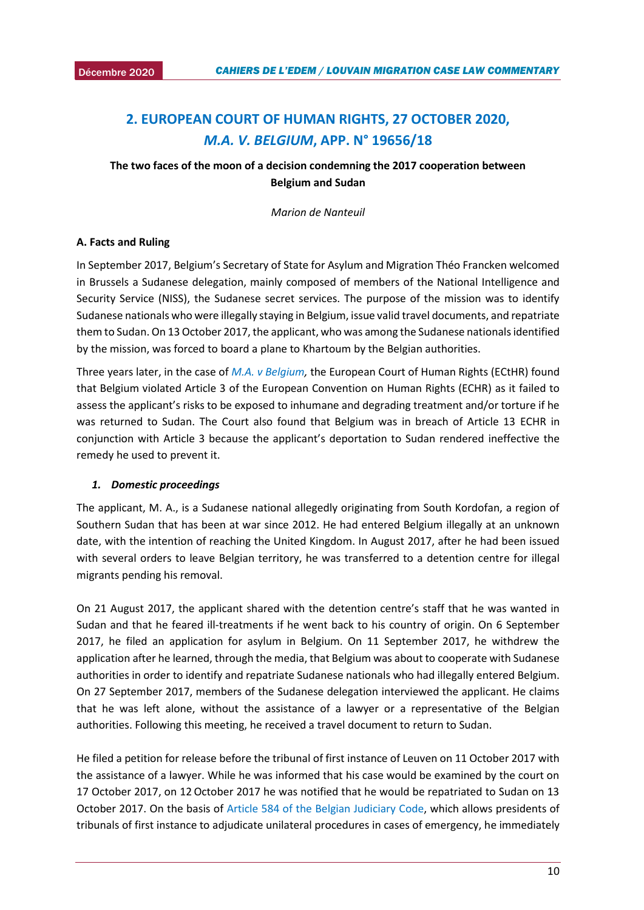## 2. EUROPEAN COURT OF HUMAN RIGHTS, 27 OCTOBER 2020, *M.A. V. BELGIUM*, APP. N° 19656/18

**The two faces of the moon of a decision condemning the 2017 cooperation between Belgium and Sudan**

*Marion de Nanteuil*

### A. Facts and Ruling

In September 2017, Belgium's Secretary of State for Asylum and Migration Théo Francken welcomed in Brussels a Sudanese delegation, mainly composed of members of the National Intelligence and Security Service (NISS), the Sudanese secret services. The purpose of the mission was to identify Sudanese nationals who were illegally staying in Belgium, issue valid travel documents, and repatriate them to Sudan. On 13 October 2017, the applicant, who was among the Sudanese nationals identified by the mission, was forced to board a plane to Khartoum by the Belgian authorities.

Three years later, in the case of *M.A. v Belgium,* the European Court of Human Rights (ECtHR) found that Belgium violated Article 3 of the European Convention on Human Rights (ECHR) as it failed to assess the applicant's risks to be exposed to inhumane and degrading treatment and/or torture if he was returned to Sudan. The Court also found that Belgium was in breach of Article 13 ECHR in conjunction with Article 3 because the applicant's deportation to Sudan rendered ineffective the remedy he used to prevent it.

#### *1. Domestic proceedings*

The applicant, M. A., is a Sudanese national allegedly originating from South Kordofan, a region of Southern Sudan that has been at war since 2012. He had entered Belgium illegally at an unknown date, with the intention of reaching the United Kingdom. In August 2017, after he had been issued with several orders to leave Belgian territory, he was transferred to a detention centre for illegal migrants pending his removal.

On 21 August 2017, the applicant shared with the detention centre's staff that he was wanted in Sudan and that he feared ill-treatments if he went back to his country of origin. On 6 September 2017, he filed an application for asylum in Belgium. On 11 September 2017, he withdrew the application after he learned, through the media, that Belgium was about to cooperate with Sudanese authorities in order to identify and repatriate Sudanese nationals who had illegally entered Belgium. On 27 September 2017, members of the Sudanese delegation interviewed the applicant. He claims that he was left alone, without the assistance of a lawyer or a representative of the Belgian authorities. Following this meeting, he received a travel document to return to Sudan.

He filed a petition for release before the tribunal of first instance of Leuven on 11 October 2017 with the assistance of a lawyer. While he was informed that his case would be examined by the court on 17 October 2017, on 12 October 2017 he was notified that he would be repatriated to Sudan on 13 October 2017. On the basis of Article 584 of the Belgian Judiciary Code, which allows presidents of tribunals of first instance to adjudicate unilateral procedures in cases of emergency, he immediately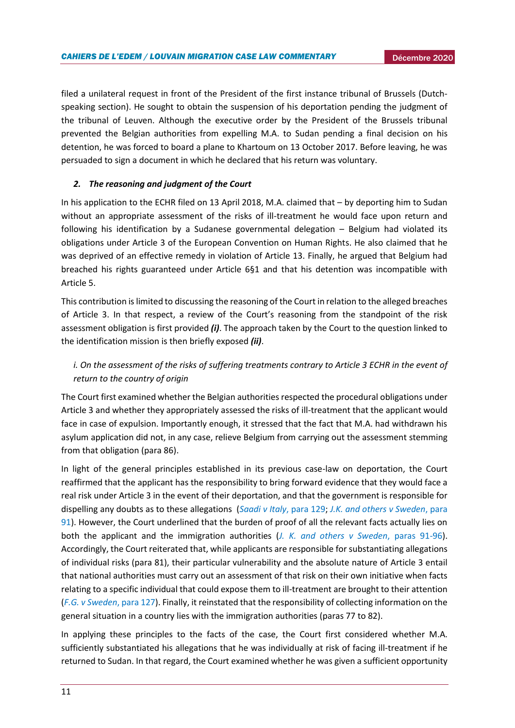filed a unilateral request in front of the President of the first instance tribunal of Brussels (Dutch-speaking section). He sought to obtain the suspension of his deportation pending the judgment of the tribunal of Leuven. Although the executive order by the President of the Brussels tribunal prevented the Belgian authorities from expelling M.A. to Sudan pending a final decision on his detention, he was forced to board a plane to Khartoum on 13 October 2017. Before leaving, he was persuaded to sign a document in which he declared that his return was voluntary.

### *2. The reasoning and judgment of the Court*

In his application to the ECHR filed on 13 April 2018, M.A. claimed that – by deporting him to Sudan without an appropriate assessment of the risks of ill-treatment he would face upon return and following his identification by a Sudanese governmental delegation – Belgium had violated its obligations under Article 3 of the European Convention on Human Rights. He also claimed that he was deprived of an effective remedy in violation of Article 13. Finally, he argued that Belgium had breached his rights guaranteed under Article 6§1 and that his detention was incompatible with Article 5.

This contribution is limited to discussing the reasoning of the Court in relation to the alleged breaches of Article 3. In that respect, a review of the Court's reasoning from the standpoint of the risk assessment obligation is first provided ***(i)***. The approach taken by the Court to the question linked to the identification mission is then briefly exposed ***(ii)***.

#### *i. On the assessment of the risks of suffering treatments contrary to Article 3 ECHR in the event of return to the country of origin*

The Court first examined whether the Belgian authorities respected the procedural obligations under Article 3 and whether they appropriately assessed the risks of ill-treatment that the applicant would face in case of expulsion. Importantly enough, it stressed that the fact that M.A. had withdrawn his asylum application did not, in any case, relieve Belgium from carrying out the assessment stemming from that obligation (para 86).

In light of the general principles established in its previous case-law on deportation, the Court reaffirmed that the applicant has the responsibility to bring forward evidence that they would face a real risk under Article 3 in the event of their deportation, and that the government is responsible for dispelling any doubts as to these allegations (*Saadi v Italy*, para 129; *J.K. and others v Sweden*, para 91). However, the Court underlined that the burden of proof of all the relevant facts actually lies on both the applicant and the immigration authorities (*J. K. and others v Sweden*, paras 91-96). Accordingly, the Court reiterated that, while applicants are responsible for substantiating allegations of individual risks (para 81), their particular vulnerability and the absolute nature of Article 3 entail that national authorities must carry out an assessment of that risk on their own initiative when facts relating to a specific individual that could expose them to ill-treatment are brought to their attention (*F.G. v Sweden*, para 127). Finally, it reinstated that the responsibility of collecting information on the general situation in a country lies with the immigration authorities (paras 77 to 82).

In applying these principles to the facts of the case, the Court first considered whether M.A. sufficiently substantiated his allegations that he was individually at risk of facing ill-treatment if he returned to Sudan. In that regard, the Court examined whether he was given a sufficient opportunity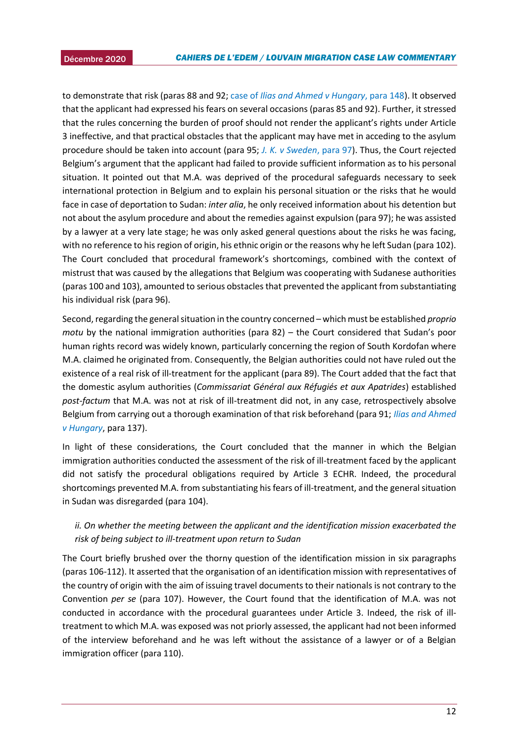to demonstrate that risk (paras 88 and 92; case of *Ilias and Ahmed v Hungary*, para 148). It observed that the applicant had expressed his fears on several occasions (paras 85 and 92). Further, it stressed that the rules concerning the burden of proof should not render the applicant's rights under Article 3 ineffective, and that practical obstacles that the applicant may have met in acceding to the asylum procedure should be taken into account (para 95; *J. K. v Sweden*, para 97). Thus, the Court rejected Belgium's argument that the applicant had failed to provide sufficient information as to his personal situation. It pointed out that M.A. was deprived of the procedural safeguards necessary to seek international protection in Belgium and to explain his personal situation or the risks that he would face in case of deportation to Sudan: *inter alia*, he only received information about his detention but not about the asylum procedure and about the remedies against expulsion (para 97); he was assisted by a lawyer at a very late stage; he was only asked general questions about the risks he was facing, with no reference to his region of origin, his ethnic origin or the reasons why he left Sudan (para 102). The Court concluded that procedural framework's shortcomings, combined with the context of mistrust that was caused by the allegations that Belgium was cooperating with Sudanese authorities (paras 100 and 103), amounted to serious obstacles that prevented the applicant from substantiating his individual risk (para 96).

Second, regarding the general situation in the country concerned – which must be established *proprio motu* by the national immigration authorities (para 82) – the Court considered that Sudan's poor human rights record was widely known, particularly concerning the region of South Kordofan where M.A. claimed he originated from. Consequently, the Belgian authorities could not have ruled out the existence of a real risk of ill-treatment for the applicant (para 89). The Court added that the fact that the domestic asylum authorities (*Commissariat Général aux Réfugiés et aux Apatrides*) established *post-factum* that M.A. was not at risk of ill-treatment did not, in any case, retrospectively absolve Belgium from carrying out a thorough examination of that risk beforehand (para 91; *Ilias and Ahmed v Hungary*, para 137).

In light of these considerations, the Court concluded that the manner in which the Belgian immigration authorities conducted the assessment of the risk of ill-treatment faced by the applicant did not satisfy the procedural obligations required by Article 3 ECHR. Indeed, the procedural shortcomings prevented M.A. from substantiating his fears of ill-treatment, and the general situation in Sudan was disregarded (para 104).

*ii. On whether the meeting between the applicant and the identification mission exacerbated the risk of being subject to ill-treatment upon return to Sudan*

The Court briefly brushed over the thorny question of the identification mission in six paragraphs (paras 106-112). It asserted that the organisation of an identification mission with representatives of the country of origin with the aim of issuing travel documents to their nationals is not contrary to the Convention *per se* (para 107). However, the Court found that the identification of M.A. was not conducted in accordance with the procedural guarantees under Article 3. Indeed, the risk of ill-treatment to which M.A. was exposed was not priorly assessed, the applicant had not been informed of the interview beforehand and he was left without the assistance of a lawyer or of a Belgian immigration officer (para 110).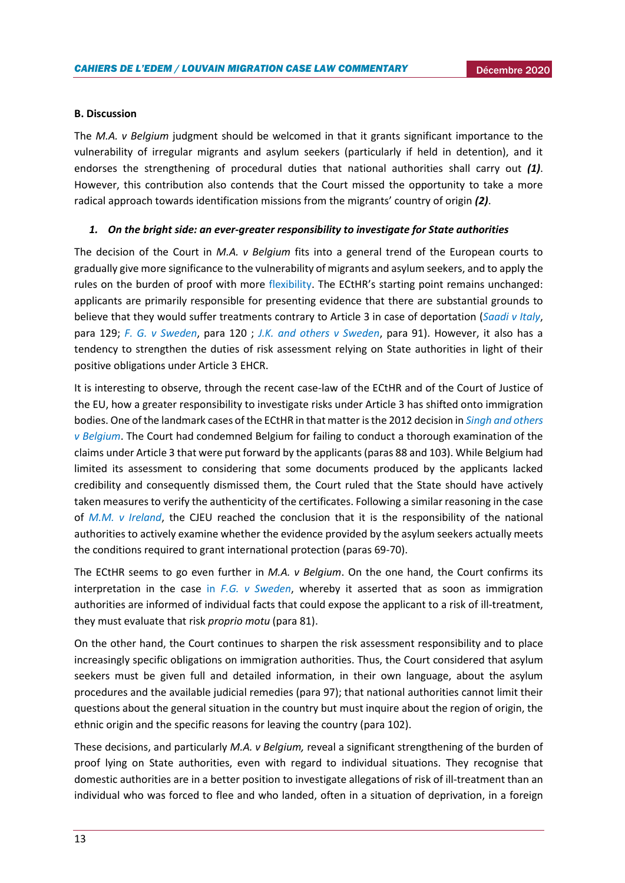### B. Discussion

The *M.A. v Belgium* judgment should be welcomed in that it grants significant importance to the vulnerability of irregular migrants and asylum seekers (particularly if held in detention), and it endorses the strengthening of procedural duties that national authorities shall carry out ***(1)***. However, this contribution also contends that the Court missed the opportunity to take a more radical approach towards identification missions from the migrants' country of origin ***(2)***.

#### *1. On the bright side: an ever-greater responsibility to investigate for State authorities*

The decision of the Court in *M.A. v Belgium* fits into a general trend of the European courts to gradually give more significance to the vulnerability of migrants and asylum seekers, and to apply the rules on the burden of proof with more flexibility. The ECtHR's starting point remains unchanged: applicants are primarily responsible for presenting evidence that there are substantial grounds to believe that they would suffer treatments contrary to Article 3 in case of deportation (*Saadi v Italy*, para 129; *F. G. v Sweden*, para 120 ; *J.K. and others v Sweden*, para 91). However, it also has a tendency to strengthen the duties of risk assessment relying on State authorities in light of their positive obligations under Article 3 EHCR.

It is interesting to observe, through the recent case-law of the ECtHR and of the Court of Justice of the EU, how a greater responsibility to investigate risks under Article 3 has shifted onto immigration bodies. One of the landmark cases of the ECtHR in that matter is the 2012 decision in *Singh and others v Belgium*. The Court had condemned Belgium for failing to conduct a thorough examination of the claims under Article 3 that were put forward by the applicants (paras 88 and 103). While Belgium had limited its assessment to considering that some documents produced by the applicants lacked credibility and consequently dismissed them, the Court ruled that the State should have actively taken measures to verify the authenticity of the certificates. Following a similar reasoning in the case of *M.M. v Ireland*, the CJEU reached the conclusion that it is the responsibility of the national authorities to actively examine whether the evidence provided by the asylum seekers actually meets the conditions required to grant international protection (paras 69-70).

The ECtHR seems to go even further in *M.A. v Belgium*. On the one hand, the Court confirms its interpretation in the case in *F.G. v Sweden*, whereby it asserted that as soon as immigration authorities are informed of individual facts that could expose the applicant to a risk of ill-treatment, they must evaluate that risk *proprio motu* (para 81).

On the other hand, the Court continues to sharpen the risk assessment responsibility and to place increasingly specific obligations on immigration authorities. Thus, the Court considered that asylum seekers must be given full and detailed information, in their own language, about the asylum procedures and the available judicial remedies (para 97); that national authorities cannot limit their questions about the general situation in the country but must inquire about the region of origin, the ethnic origin and the specific reasons for leaving the country (para 102).

These decisions, and particularly *M.A. v Belgium,* reveal a significant strengthening of the burden of proof lying on State authorities, even with regard to individual situations. They recognise that domestic authorities are in a better position to investigate allegations of risk of ill-treatment than an individual who was forced to flee and who landed, often in a situation of deprivation, in a foreign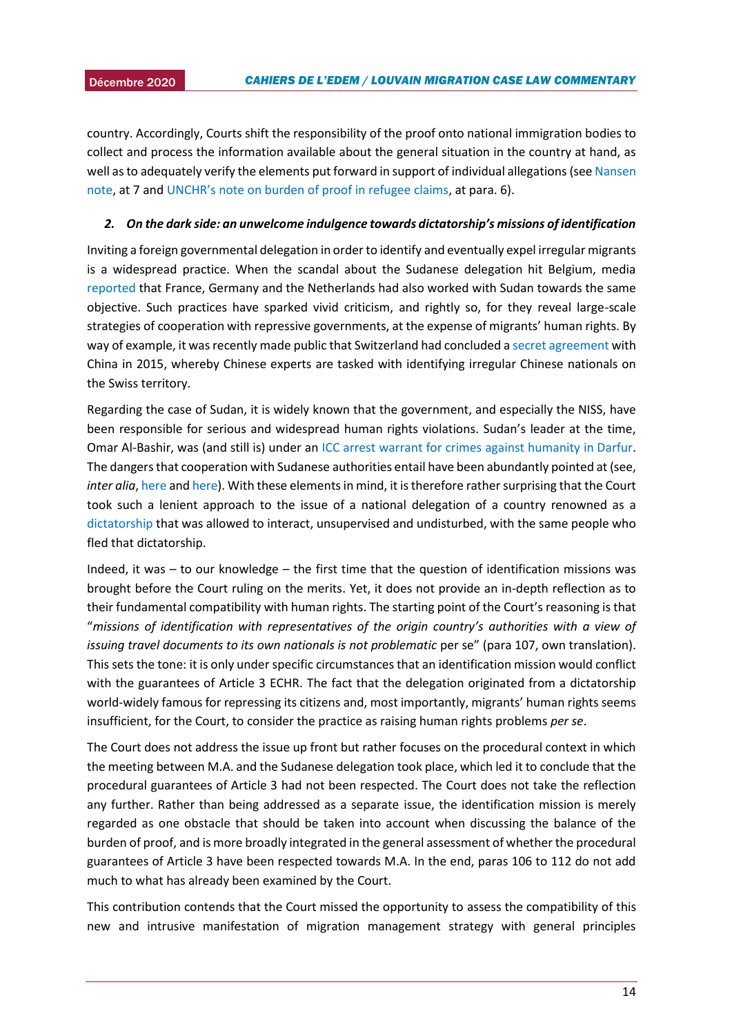country. Accordingly, Courts shift the responsibility of the proof onto national immigration bodies to collect and process the information available about the general situation in the country at hand, as well as to adequately verify the elements put forward in support of individual allegations (see Nansen note, at 7 and UNCHR's note on burden of proof in refugee claims, at para. 6).

### 2. *On the dark side: an unwelcome indulgence towards dictatorship's missions of identification*

Inviting a foreign governmental delegation in order to identify and eventually expel irregular migrants is a widespread practice. When the scandal about the Sudanese delegation hit Belgium, media reported that France, Germany and the Netherlands had also worked with Sudan towards the same objective. Such practices have sparked vivid criticism, and rightly so, for they reveal large-scale strategies of cooperation with repressive governments, at the expense of migrants' human rights. By way of example, it was recently made public that Switzerland had concluded a secret agreement with China in 2015, whereby Chinese experts are tasked with identifying irregular Chinese nationals on the Swiss territory.

Regarding the case of Sudan, it is widely known that the government, and especially the NISS, have been responsible for serious and widespread human rights violations. Sudan's leader at the time, Omar Al-Bashir, was (and still is) under an ICC arrest warrant for crimes against humanity in Darfur. The dangers that cooperation with Sudanese authorities entail have been abundantly pointed at (see, *inter alia*, here and here). With these elements in mind, it is therefore rather surprising that the Court took such a lenient approach to the issue of a national delegation of a country renowned as a dictatorship that was allowed to interact, unsupervised and undisturbed, with the same people who fled that dictatorship.

Indeed, it was – to our knowledge – the first time that the question of identification missions was brought before the Court ruling on the merits. Yet, it does not provide an in-depth reflection as to their fundamental compatibility with human rights. The starting point of the Court's reasoning is that "*missions of identification with representatives of the origin country's authorities with a view of issuing travel documents to its own nationals is not problematic* per se" (para 107, own translation). This sets the tone: it is only under specific circumstances that an identification mission would conflict with the guarantees of Article 3 ECHR. The fact that the delegation originated from a dictatorship world-widely famous for repressing its citizens and, most importantly, migrants' human rights seems insufficient, for the Court, to consider the practice as raising human rights problems *per se*.

The Court does not address the issue up front but rather focuses on the procedural context in which the meeting between M.A. and the Sudanese delegation took place, which led it to conclude that the procedural guarantees of Article 3 had not been respected. The Court does not take the reflection any further. Rather than being addressed as a separate issue, the identification mission is merely regarded as one obstacle that should be taken into account when discussing the balance of the burden of proof, and is more broadly integrated in the general assessment of whether the procedural guarantees of Article 3 have been respected towards M.A. In the end, paras 106 to 112 do not add much to what has already been examined by the Court.

This contribution contends that the Court missed the opportunity to assess the compatibility of this new and intrusive manifestation of migration management strategy with general principles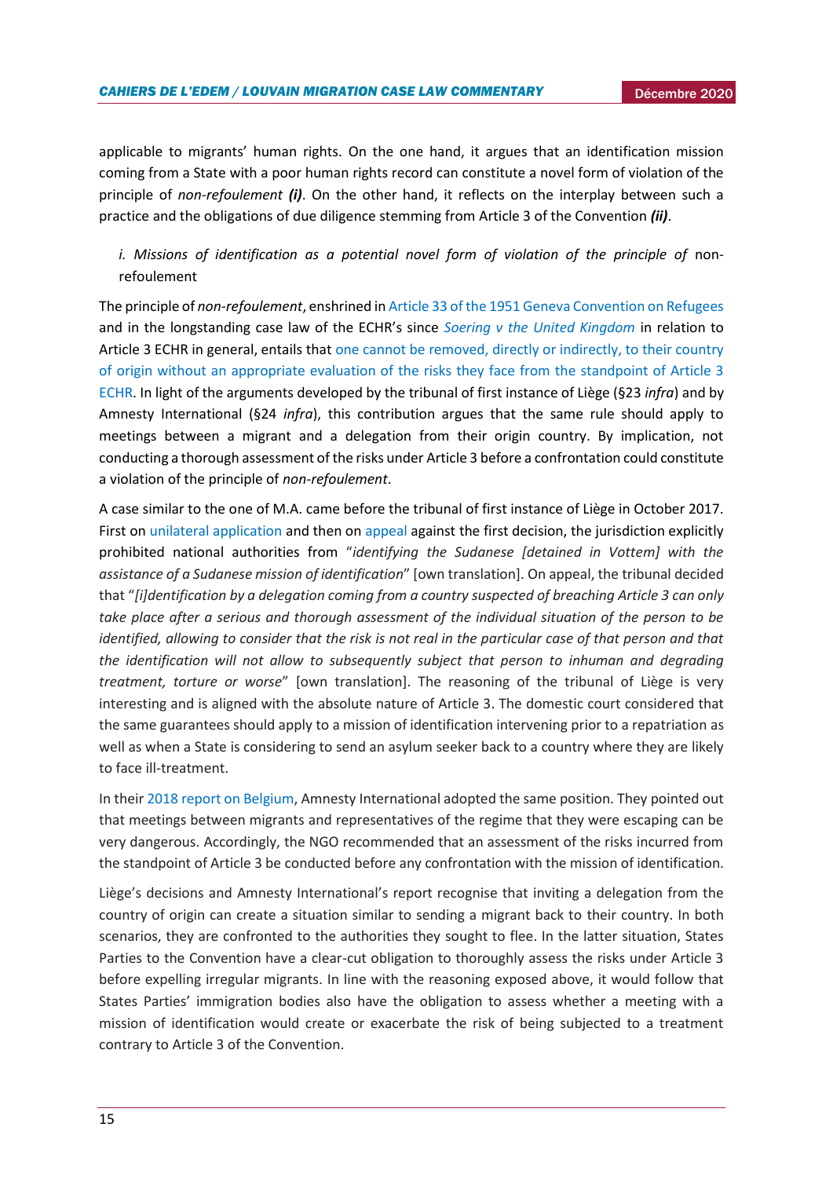applicable to migrants' human rights. On the one hand, it argues that an identification mission coming from a State with a poor human rights record can constitute a novel form of violation of the principle of *non-refoulement* ***(i)***. On the other hand, it reflects on the interplay between such a practice and the obligations of due diligence stemming from Article 3 of the Convention ***(ii)***.

### *i. Missions of identification as a potential novel form of violation of the principle of* non-refoulement

The principle of *non-refoulement*, enshrined in Article 33 of the 1951 Geneva Convention on Refugees and in the longstanding case law of the ECHR's since *Soering v the United Kingdom* in relation to Article 3 ECHR in general, entails that one cannot be removed, directly or indirectly, to their country of origin without an appropriate evaluation of the risks they face from the standpoint of Article 3 ECHR. In light of the arguments developed by the tribunal of first instance of Liège (§23 *infra*) and by Amnesty International (§24 *infra*), this contribution argues that the same rule should apply to meetings between a migrant and a delegation from their origin country. By implication, not conducting a thorough assessment of the risks under Article 3 before a confrontation could constitute a violation of the principle of *non-refoulement*.

A case similar to the one of M.A. came before the tribunal of first instance of Liège in October 2017. First on unilateral application and then on appeal against the first decision, the jurisdiction explicitly prohibited national authorities from "*identifying the Sudanese [detained in Vottem] with the assistance of a Sudanese mission of identification*" [own translation]. On appeal, the tribunal decided that "*[i]dentification by a delegation coming from a country suspected of breaching Article 3 can only take place after a serious and thorough assessment of the individual situation of the person to be identified, allowing to consider that the risk is not real in the particular case of that person and that the identification will not allow to subsequently subject that person to inhuman and degrading treatment, torture or worse*" [own translation]. The reasoning of the tribunal of Liège is very interesting and is aligned with the absolute nature of Article 3. The domestic court considered that the same guarantees should apply to a mission of identification intervening prior to a repatriation as well as when a State is considering to send an asylum seeker back to a country where they are likely to face ill-treatment.

In their 2018 report on Belgium, Amnesty International adopted the same position. They pointed out that meetings between migrants and representatives of the regime that they were escaping can be very dangerous. Accordingly, the NGO recommended that an assessment of the risks incurred from the standpoint of Article 3 be conducted before any confrontation with the mission of identification.

Liège's decisions and Amnesty International's report recognise that inviting a delegation from the country of origin can create a situation similar to sending a migrant back to their country. In both scenarios, they are confronted to the authorities they sought to flee. In the latter situation, States Parties to the Convention have a clear-cut obligation to thoroughly assess the risks under Article 3 before expelling irregular migrants. In line with the reasoning exposed above, it would follow that States Parties' immigration bodies also have the obligation to assess whether a meeting with a mission of identification would create or exacerbate the risk of being subjected to a treatment contrary to Article 3 of the Convention.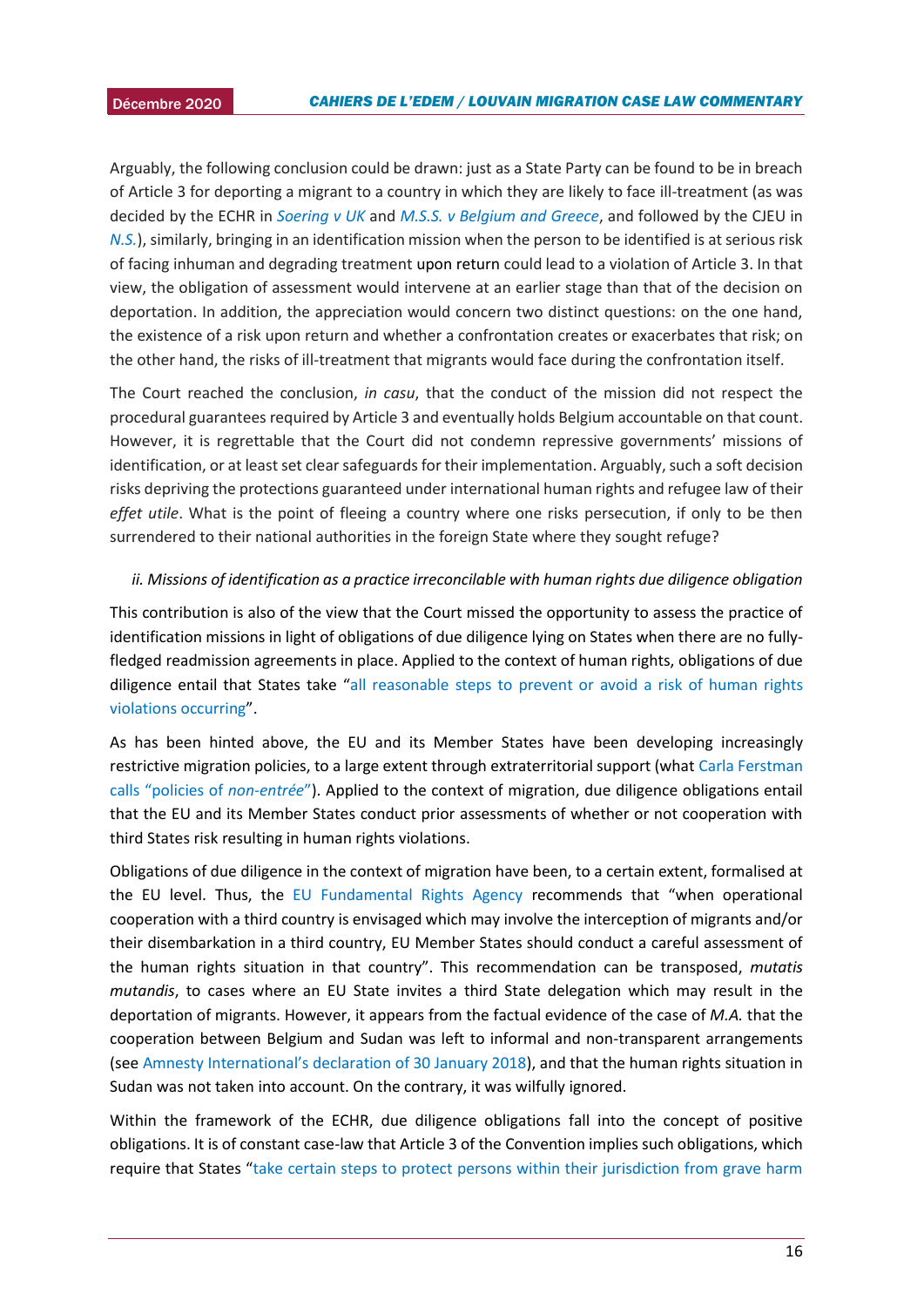Arguably, the following conclusion could be drawn: just as a State Party can be found to be in breach of Article 3 for deporting a migrant to a country in which they are likely to face ill-treatment (as was decided by the ECHR in *Soering v UK* and *M.S.S. v Belgium and Greece*, and followed by the CJEU in *N.S.*), similarly, bringing in an identification mission when the person to be identified is at serious risk of facing inhuman and degrading treatment upon return could lead to a violation of Article 3. In that view, the obligation of assessment would intervene at an earlier stage than that of the decision on deportation. In addition, the appreciation would concern two distinct questions: on the one hand, the existence of a risk upon return and whether a confrontation creates or exacerbates that risk; on the other hand, the risks of ill-treatment that migrants would face during the confrontation itself.

The Court reached the conclusion, *in casu*, that the conduct of the mission did not respect the procedural guarantees required by Article 3 and eventually holds Belgium accountable on that count. However, it is regrettable that the Court did not condemn repressive governments' missions of identification, or at least set clear safeguards for their implementation. Arguably, such a soft decision risks depriving the protections guaranteed under international human rights and refugee law of their *effet utile*. What is the point of fleeing a country where one risks persecution, if only to be then surrendered to their national authorities in the foreign State where they sought refuge?

*ii. Missions of identification as a practice irreconcilable with human rights due diligence obligation*

This contribution is also of the view that the Court missed the opportunity to assess the practice of identification missions in light of obligations of due diligence lying on States when there are no fully-fledged readmission agreements in place. Applied to the context of human rights, obligations of due diligence entail that States take "all reasonable steps to prevent or avoid a risk of human rights violations occurring".

As has been hinted above, the EU and its Member States have been developing increasingly restrictive migration policies, to a large extent through extraterritorial support (what Carla Ferstman calls "policies of *non-entrée*"). Applied to the context of migration, due diligence obligations entail that the EU and its Member States conduct prior assessments of whether or not cooperation with third States risk resulting in human rights violations.

Obligations of due diligence in the context of migration have been, to a certain extent, formalised at the EU level. Thus, the EU Fundamental Rights Agency recommends that "when operational cooperation with a third country is envisaged which may involve the interception of migrants and/or their disembarkation in a third country, EU Member States should conduct a careful assessment of the human rights situation in that country". This recommendation can be transposed, *mutatis mutandis*, to cases where an EU State invites a third State delegation which may result in the deportation of migrants. However, it appears from the factual evidence of the case of *M.A.* that the cooperation between Belgium and Sudan was left to informal and non-transparent arrangements (see Amnesty International's declaration of 30 January 2018), and that the human rights situation in Sudan was not taken into account. On the contrary, it was wilfully ignored.

Within the framework of the ECHR, due diligence obligations fall into the concept of positive obligations. It is of constant case-law that Article 3 of the Convention implies such obligations, which require that States "take certain steps to protect persons within their jurisdiction from grave harm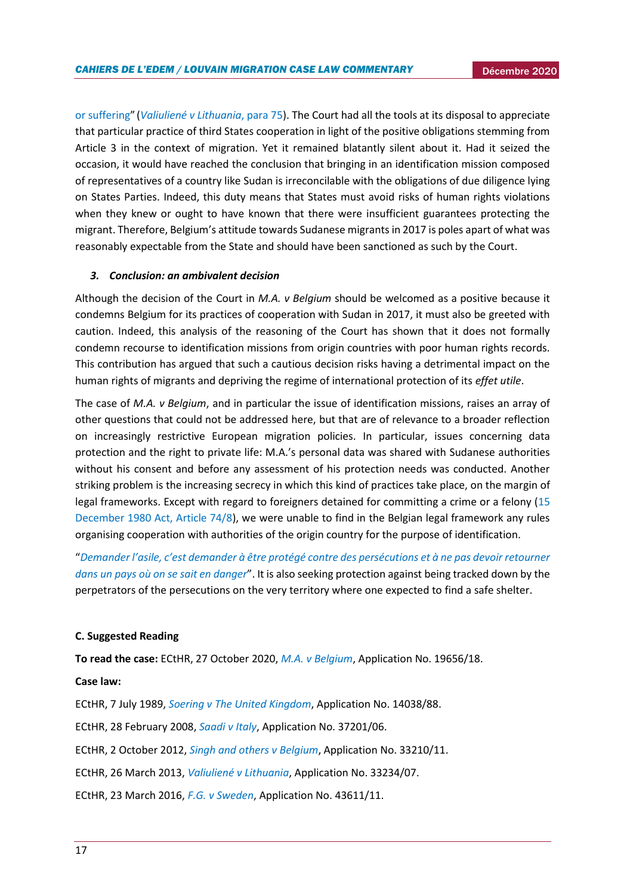or suffering" (*Valiulienė v Lithuania*, para 75). The Court had all the tools at its disposal to appreciate that particular practice of third States cooperation in light of the positive obligations stemming from Article 3 in the context of migration. Yet it remained blatantly silent about it. Had it seized the occasion, it would have reached the conclusion that bringing in an identification mission composed of representatives of a country like Sudan is irreconcilable with the obligations of due diligence lying on States Parties. Indeed, this duty means that States must avoid risks of human rights violations when they knew or ought to have known that there were insufficient guarantees protecting the migrant. Therefore, Belgium's attitude towards Sudanese migrants in 2017 is poles apart of what was reasonably expectable from the State and should have been sanctioned as such by the Court.

### *3. Conclusion: an ambivalent decision*

Although the decision of the Court in *M.A. v Belgium* should be welcomed as a positive because it condemns Belgium for its practices of cooperation with Sudan in 2017, it must also be greeted with caution. Indeed, this analysis of the reasoning of the Court has shown that it does not formally condemn recourse to identification missions from origin countries with poor human rights records. This contribution has argued that such a cautious decision risks having a detrimental impact on the human rights of migrants and depriving the regime of international protection of its *effet utile*.

The case of *M.A. v Belgium*, and in particular the issue of identification missions, raises an array of other questions that could not be addressed here, but that are of relevance to a broader reflection on increasingly restrictive European migration policies. In particular, issues concerning data protection and the right to private life: M.A.'s personal data was shared with Sudanese authorities without his consent and before any assessment of his protection needs was conducted. Another striking problem is the increasing secrecy in which this kind of practices take place, on the margin of legal frameworks. Except with regard to foreigners detained for committing a crime or a felony (15 December 1980 Act, Article 74/8), we were unable to find in the Belgian legal framework any rules organising cooperation with authorities of the origin country for the purpose of identification.

"*Demander l'asile, c'est demander à être protégé contre des persécutions et à ne pas devoir retourner dans un pays où on se sait en danger*". It is also seeking protection against being tracked down by the perpetrators of the persecutions on the very territory where one expected to find a safe shelter.

## C. Suggested Reading

**To read the case:** ECtHR, 27 October 2020, *M.A. v Belgium*, Application No. 19656/18.

**Case law:**

ECtHR, 7 July 1989, *Soering v The United Kingdom*, Application No. 14038/88.

ECtHR, 28 February 2008, *Saadi v Italy*, Application No. 37201/06.

ECtHR, 2 October 2012, *Singh and others v Belgium*, Application No. 33210/11.

ECtHR, 26 March 2013, *Valiulienė v Lithuania*, Application No. 33234/07.

ECtHR, 23 March 2016, *F.G. v Sweden*, Application No. 43611/11.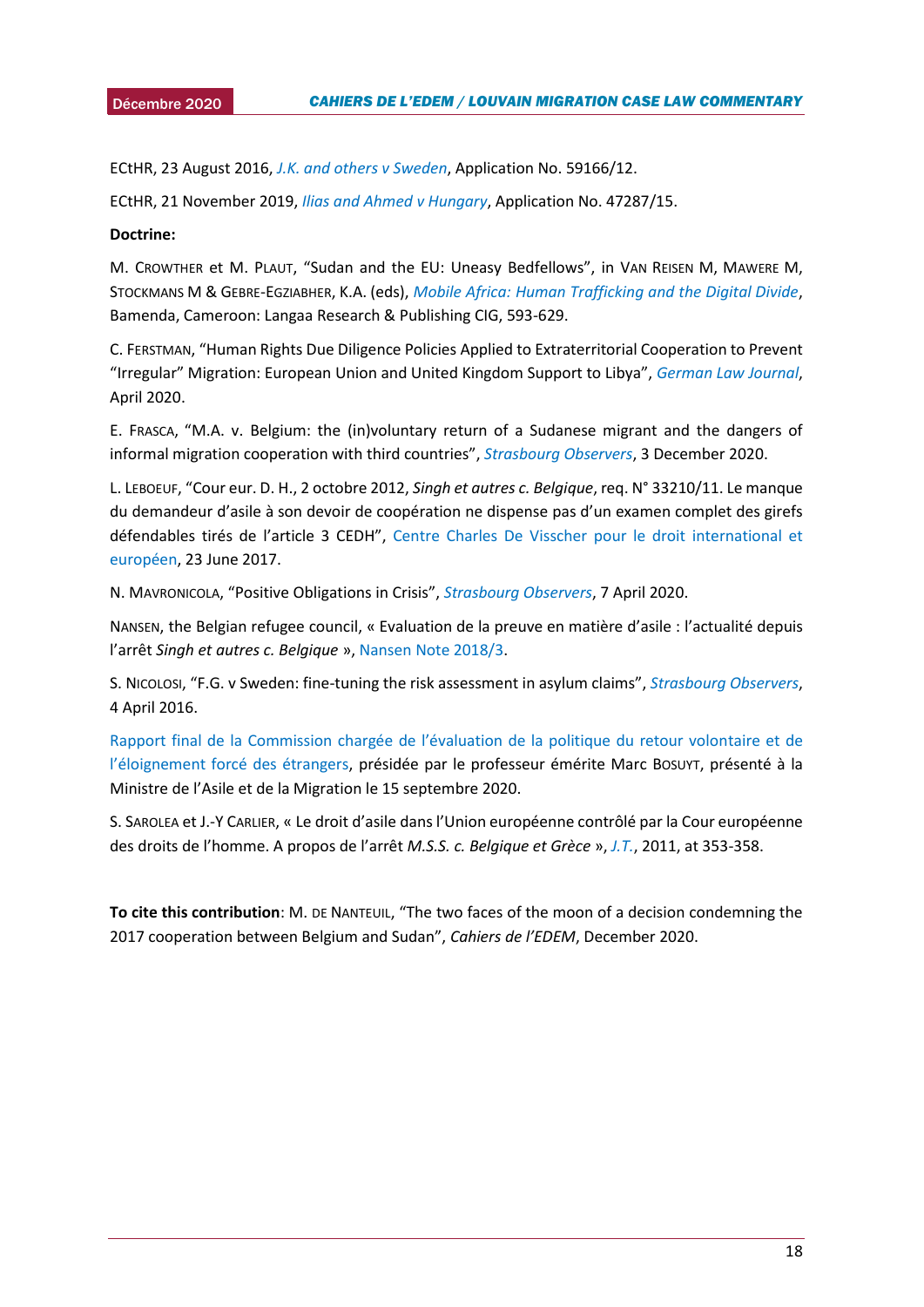ECtHR, 23 August 2016, *J.K. and others v Sweden*, Application No. 59166/12.

ECtHR, 21 November 2019, *Ilias and Ahmed v Hungary*, Application No. 47287/15.

**Doctrine:**

M. Crowther et M. Plaut, "Sudan and the EU: Uneasy Bedfellows", in Van Reisen M, Mawere M, Stockmans M & Gebre-Egziabher, K.A. (eds), *Mobile Africa: Human Trafficking and the Digital Divide*, Bamenda, Cameroon: Langaa Research & Publishing CIG, 593-629.

C. Ferstman, "Human Rights Due Diligence Policies Applied to Extraterritorial Cooperation to Prevent "Irregular" Migration: European Union and United Kingdom Support to Libya", *German Law Journal*, April 2020.

E. Frasca, "M.A. v. Belgium: the (in)voluntary return of a Sudanese migrant and the dangers of informal migration cooperation with third countries", *Strasbourg Observers*, 3 December 2020.

L. Leboeuf, "Cour eur. D. H., 2 octobre 2012, *Singh et autres c. Belgique*, req. N° 33210/11. Le manque du demandeur d'asile à son devoir de coopération ne dispense pas d'un examen complet des girefs défendables tirés de l'article 3 CEDH", Centre Charles De Visscher pour le droit international et européen, 23 June 2017.

N. Mavronicola, "Positive Obligations in Crisis", *Strasbourg Observers*, 7 April 2020.

Nansen, the Belgian refugee council, « Evaluation de la preuve en matière d'asile : l'actualité depuis l'arrêt *Singh et autres c. Belgique* », Nansen Note 2018/3.

S. Nicolosi, "F.G. v Sweden: fine-tuning the risk assessment in asylum claims", *Strasbourg Observers*, 4 April 2016.

Rapport final de la Commission chargée de l'évaluation de la politique du retour volontaire et de l'éloignement forcé des étrangers, présidée par le professeur émérite Marc Bosuyt, présenté à la Ministre de l'Asile et de la Migration le 15 septembre 2020.

S. Sarolea et J.-Y Carlier, « Le droit d'asile dans l'Union européenne contrôlé par la Cour européenne des droits de l'homme. A propos de l'arrêt *M.S.S. c. Belgique et Grèce* », *J.T.*, 2011, at 353-358.

**To cite this contribution**: M. de Nanteuil, "The two faces of the moon of a decision condemning the 2017 cooperation between Belgium and Sudan", *Cahiers de l'EDEM*, December 2020.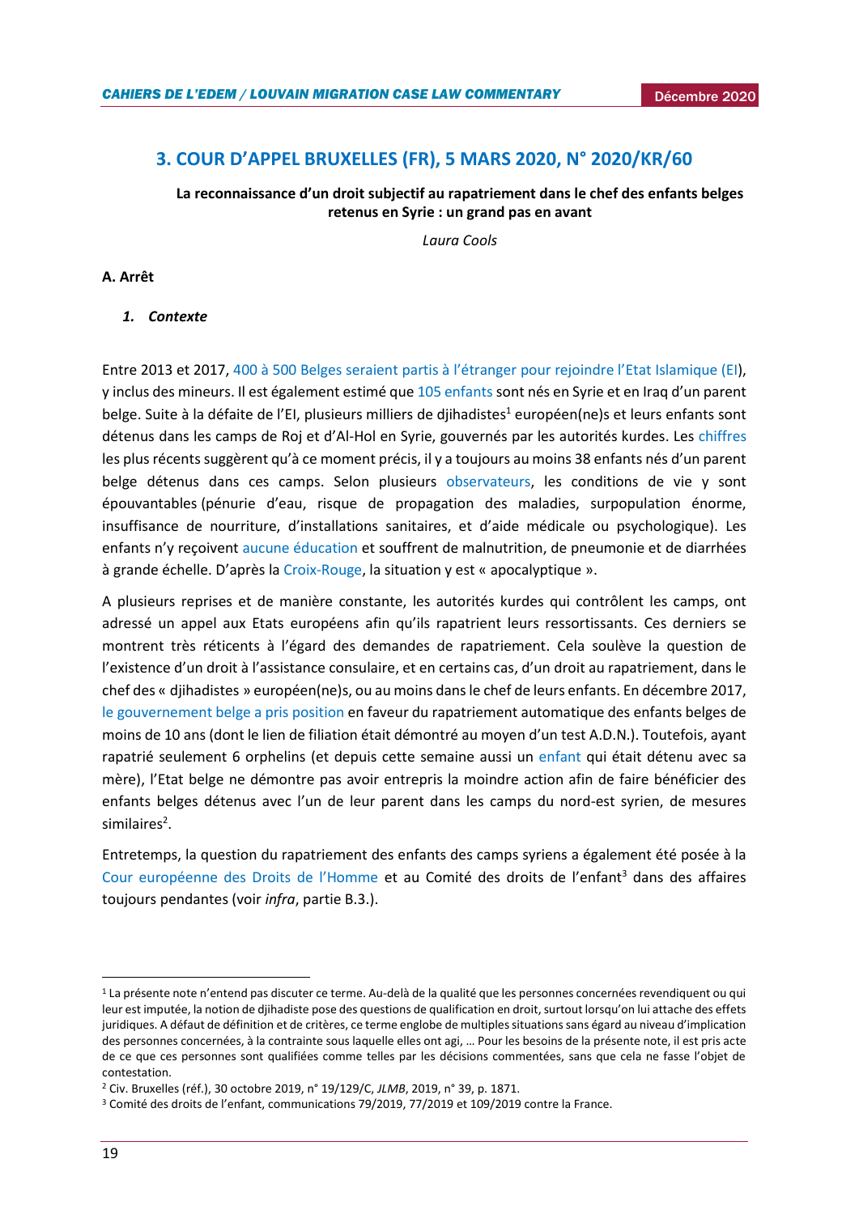## 3. COUR D'APPEL BRUXELLES (FR), 5 MARS 2020, N° 2020/KR/60

**La reconnaissance d'un droit subjectif au rapatriement dans le chef des enfants belges retenus en Syrie : un grand pas en avant**

*Laura Cools*

### A. Arrêt

#### *1. Contexte*

Entre 2013 et 2017, 400 à 500 Belges seraient partis à l'étranger pour rejoindre l'Etat Islamique (EI), y inclus des mineurs. Il est également estimé que 105 enfants sont nés en Syrie et en Iraq d'un parent belge. Suite à la défaite de l'EI, plusieurs milliers de djihadistes[1] européen(ne)s et leurs enfants sont détenus dans les camps de Roj et d'Al-Hol en Syrie, gouvernés par les autorités kurdes. Les chiffres les plus récents suggèrent qu'à ce moment précis, il y a toujours au moins 38 enfants nés d'un parent belge détenus dans ces camps. Selon plusieurs observateurs, les conditions de vie y sont épouvantables (pénurie d'eau, risque de propagation des maladies, surpopulation énorme, insuffisance de nourriture, d'installations sanitaires, et d'aide médicale ou psychologique). Les enfants n'y reçoivent aucune éducation et souffrent de malnutrition, de pneumonie et de diarrhées à grande échelle. D'après la Croix-Rouge, la situation y est « apocalyptique ».

A plusieurs reprises et de manière constante, les autorités kurdes qui contrôlent les camps, ont adressé un appel aux Etats européens afin qu'ils rapatrient leurs ressortissants. Ces derniers se montrent très réticents à l'égard des demandes de rapatriement. Cela soulève la question de l'existence d'un droit à l'assistance consulaire, et en certains cas, d'un droit au rapatriement, dans le chef des « djihadistes » européen(ne)s, ou au moins dans le chef de leurs enfants. En décembre 2017, le gouvernement belge a pris position en faveur du rapatriement automatique des enfants belges de moins de 10 ans (dont le lien de filiation était démontré au moyen d'un test A.D.N.). Toutefois, ayant rapatrié seulement 6 orphelins (et depuis cette semaine aussi un enfant qui était détenu avec sa mère), l'Etat belge ne démontre pas avoir entrepris la moindre action afin de faire bénéficier des enfants belges détenus avec l'un de leur parent dans les camps du nord-est syrien, de mesures similaires[2].

Entretemps, la question du rapatriement des enfants des camps syriens a également été posée à la Cour européenne des Droits de l'Homme et au Comité des droits de l'enfant[3] dans des affaires toujours pendantes (voir *infra*, partie B.3.).

---

[1] La présente note n'entend pas discuter ce terme. Au-delà de la qualité que les personnes concernées revendiquent ou qui leur est imputée, la notion de djihadiste pose des questions de qualification en droit, surtout lorsqu'on lui attache des effets juridiques. A défaut de définition et de critères, ce terme englobe de multiples situations sans égard au niveau d'implication des personnes concernées, à la contrainte sous laquelle elles ont agi, … Pour les besoins de la présente note, il est pris acte de ce que ces personnes sont qualifiées comme telles par les décisions commentées, sans que cela ne fasse l'objet de contestation.

[2] Civ. Bruxelles (réf.), 30 octobre 2019, n° 19/129/C, *JLMB*, 2019, n° 39, p. 1871.

[3] Comité des droits de l'enfant, communications 79/2019, 77/2019 et 109/2019 contre la France.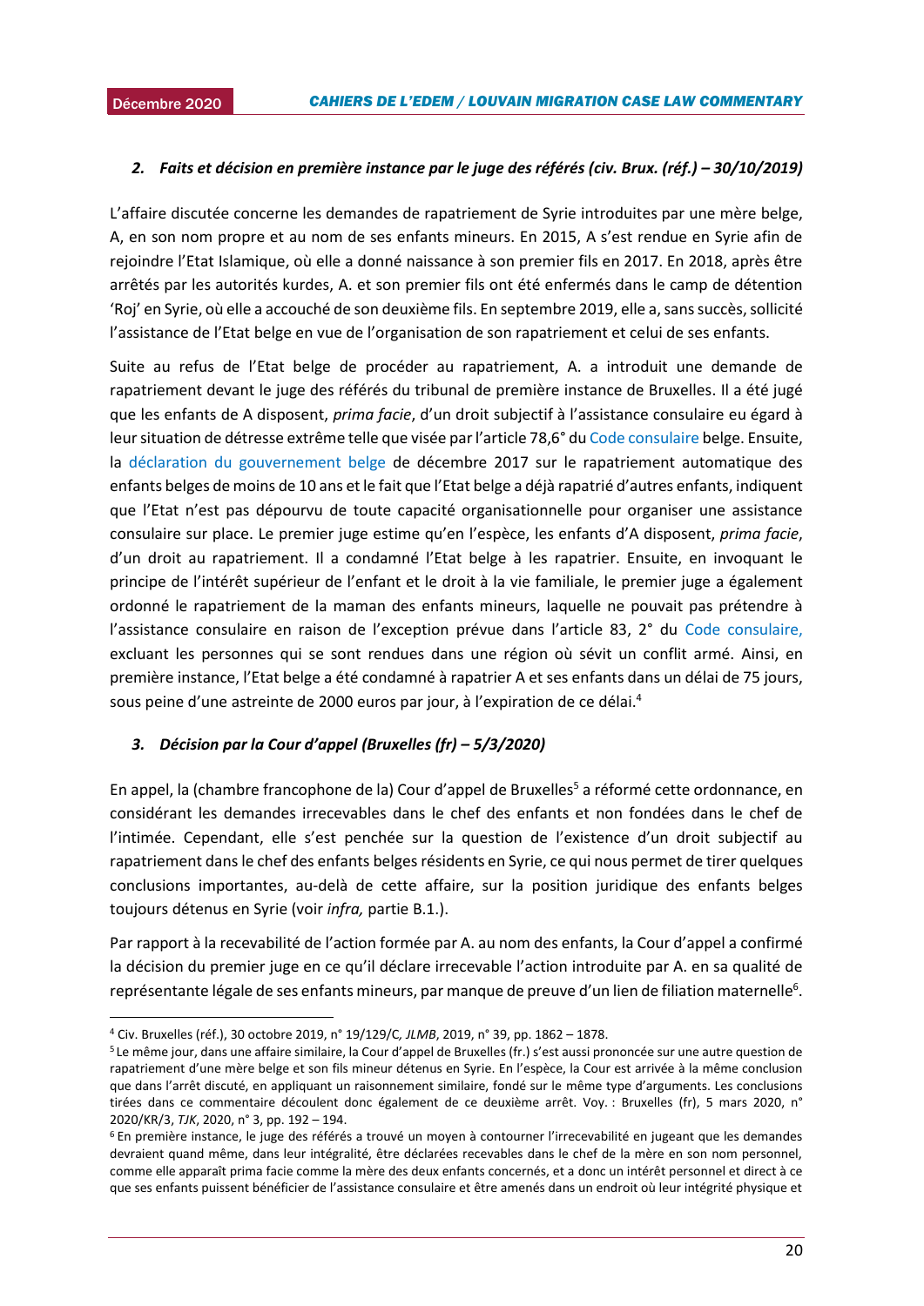### 2. *Faits et décision en première instance par le juge des référés (civ. Brux. (réf.) – 30/10/2019)*

L'affaire discutée concerne les demandes de rapatriement de Syrie introduites par une mère belge, A, en son nom propre et au nom de ses enfants mineurs. En 2015, A s'est rendue en Syrie afin de rejoindre l'Etat Islamique, où elle a donné naissance à son premier fils en 2017. En 2018, après être arrêtés par les autorités kurdes, A. et son premier fils ont été enfermés dans le camp de détention 'Roj' en Syrie, où elle a accouché de son deuxième fils. En septembre 2019, elle a, sans succès, sollicité l'assistance de l'Etat belge en vue de l'organisation de son rapatriement et celui de ses enfants.

Suite au refus de l'Etat belge de procéder au rapatriement, A. a introduit une demande de rapatriement devant le juge des référés du tribunal de première instance de Bruxelles. Il a été jugé que les enfants de A disposent, *prima facie*, d'un droit subjectif à l'assistance consulaire eu égard à leur situation de détresse extrême telle que visée par l'article 78,6° du Code consulaire belge. Ensuite, la déclaration du gouvernement belge de décembre 2017 sur le rapatriement automatique des enfants belges de moins de 10 ans et le fait que l'Etat belge a déjà rapatrié d'autres enfants, indiquent que l'Etat n'est pas dépourvu de toute capacité organisationnelle pour organiser une assistance consulaire sur place. Le premier juge estime qu'en l'espèce, les enfants d'A disposent, *prima facie*, d'un droit au rapatriement. Il a condamné l'Etat belge à les rapatrier. Ensuite, en invoquant le principe de l'intérêt supérieur de l'enfant et le droit à la vie familiale, le premier juge a également ordonné le rapatriement de la maman des enfants mineurs, laquelle ne pouvait pas prétendre à l'assistance consulaire en raison de l'exception prévue dans l'article 83, 2° du Code consulaire, excluant les personnes qui se sont rendues dans une région où sévit un conflit armé. Ainsi, en première instance, l'Etat belge a été condamné à rapatrier A et ses enfants dans un délai de 75 jours, sous peine d'une astreinte de 2000 euros par jour, à l'expiration de ce délai.[4]

### 3. *Décision par la Cour d'appel (Bruxelles (fr) – 5/3/2020)*

En appel, la (chambre francophone de la) Cour d'appel de Bruxelles[5] a réformé cette ordonnance, en considérant les demandes irrecevables dans le chef des enfants et non fondées dans le chef de l'intimée. Cependant, elle s'est penchée sur la question de l'existence d'un droit subjectif au rapatriement dans le chef des enfants belges résidents en Syrie, ce qui nous permet de tirer quelques conclusions importantes, au-delà de cette affaire, sur la position juridique des enfants belges toujours détenus en Syrie (voir *infra,* partie B.1.).

Par rapport à la recevabilité de l'action formée par A. au nom des enfants, la Cour d'appel a confirmé la décision du premier juge en ce qu'il déclare irrecevable l'action introduite par A. en sa qualité de représentante légale de ses enfants mineurs, par manque de preuve d'un lien de filiation maternelle[6].

---

[4] Civ. Bruxelles (réf.), 30 octobre 2019, n° 19/129/C*, JLMB*, 2019, n° 39, pp. 1862 – 1878.

[5] Le même jour, dans une affaire similaire, la Cour d'appel de Bruxelles (fr.) s'est aussi prononcée sur une autre question de rapatriement d'une mère belge et son fils mineur détenus en Syrie. En l'espèce, la Cour est arrivée à la même conclusion que dans l'arrêt discuté, en appliquant un raisonnement similaire, fondé sur le même type d'arguments. Les conclusions tirées dans ce commentaire découlent donc également de ce deuxième arrêt. Voy. : Bruxelles (fr), 5 mars 2020, n° 2020/KR/3, *TJK*, 2020, n° 3, pp. 192 – 194.

[6] En première instance, le juge des référés a trouvé un moyen à contourner l'irrecevabilité en jugeant que les demandes devraient quand même, dans leur intégralité, être déclarées recevables dans le chef de la mère en son nom personnel, comme elle apparaît prima facie comme la mère des deux enfants concernés, et a donc un intérêt personnel et direct à ce que ses enfants puissent bénéficier de l'assistance consulaire et être amenés dans un endroit où leur intégrité physique et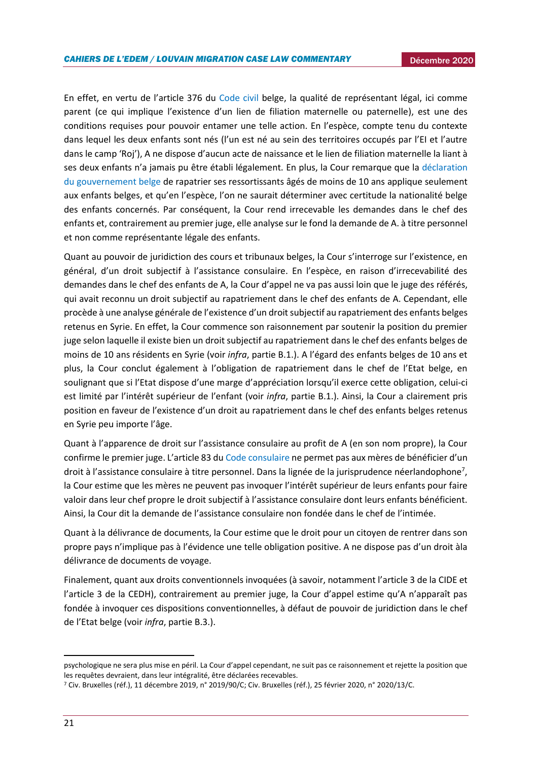En effet, en vertu de l'article 376 du Code civil belge, la qualité de représentant légal, ici comme parent (ce qui implique l'existence d'un lien de filiation maternelle ou paternelle), est une des conditions requises pour pouvoir entamer une telle action. En l'espèce, compte tenu du contexte dans lequel les deux enfants sont nés (l'un est né au sein des territoires occupés par l'EI et l'autre dans le camp 'Roj'), A ne dispose d'aucun acte de naissance et le lien de filiation maternelle la liant à ses deux enfants n'a jamais pu être établi légalement. En plus, la Cour remarque que la déclaration du gouvernement belge de rapatrier ses ressortissants âgés de moins de 10 ans applique seulement aux enfants belges, et qu'en l'espèce, l'on ne saurait déterminer avec certitude la nationalité belge des enfants concernés. Par conséquent, la Cour rend irrecevable les demandes dans le chef des enfants et, contrairement au premier juge, elle analyse sur le fond la demande de A. à titre personnel et non comme représentante légale des enfants.

Quant au pouvoir de juridiction des cours et tribunaux belges, la Cour s'interroge sur l'existence, en général, d'un droit subjectif à l'assistance consulaire. En l'espèce, en raison d'irrecevabilité des demandes dans le chef des enfants de A, la Cour d'appel ne va pas aussi loin que le juge des référés, qui avait reconnu un droit subjectif au rapatriement dans le chef des enfants de A. Cependant, elle procède à une analyse générale de l'existence d'un droit subjectif au rapatriement des enfants belges retenus en Syrie. En effet, la Cour commence son raisonnement par soutenir la position du premier juge selon laquelle il existe bien un droit subjectif au rapatriement dans le chef des enfants belges de moins de 10 ans résidents en Syrie (voir *infra*, partie B.1.). A l'égard des enfants belges de 10 ans et plus, la Cour conclut également à l'obligation de rapatriement dans le chef de l'Etat belge, en soulignant que si l'Etat dispose d'une marge d'appréciation lorsqu'il exerce cette obligation, celui-ci est limité par l'intérêt supérieur de l'enfant (voir *infra*, partie B.1.). Ainsi, la Cour a clairement pris position en faveur de l'existence d'un droit au rapatriement dans le chef des enfants belges retenus en Syrie peu importe l'âge.

Quant à l'apparence de droit sur l'assistance consulaire au profit de A (en son nom propre), la Cour confirme le premier juge. L'article 83 du Code consulaire ne permet pas aux mères de bénéficier d'un droit à l'assistance consulaire à titre personnel. Dans la lignée de la jurisprudence néerlandophone[7], la Cour estime que les mères ne peuvent pas invoquer l'intérêt supérieur de leurs enfants pour faire valoir dans leur chef propre le droit subjectif à l'assistance consulaire dont leurs enfants bénéficient. Ainsi, la Cour dit la demande de l'assistance consulaire non fondée dans le chef de l'intimée.

Quant à la délivrance de documents, la Cour estime que le droit pour un citoyen de rentrer dans son propre pays n'implique pas à l'évidence une telle obligation positive. A ne dispose pas d'un droit àla délivrance de documents de voyage.

Finalement, quant aux droits conventionnels invoquées (à savoir, notamment l'article 3 de la CIDE et l'article 3 de la CEDH), contrairement au premier juge, la Cour d'appel estime qu'A n'apparaît pas fondée à invoquer ces dispositions conventionnelles, à défaut de pouvoir de juridiction dans le chef de l'Etat belge (voir *infra*, partie B.3.).

---

psychologique ne sera plus mise en péril. La Cour d'appel cependant, ne suit pas ce raisonnement et rejette la position que les requêtes devraient, dans leur intégralité, être déclarées recevables.

[7] Civ. Bruxelles (réf.), 11 décembre 2019, n° 2019/90/C; Civ. Bruxelles (réf.), 25 février 2020, n° 2020/13/C.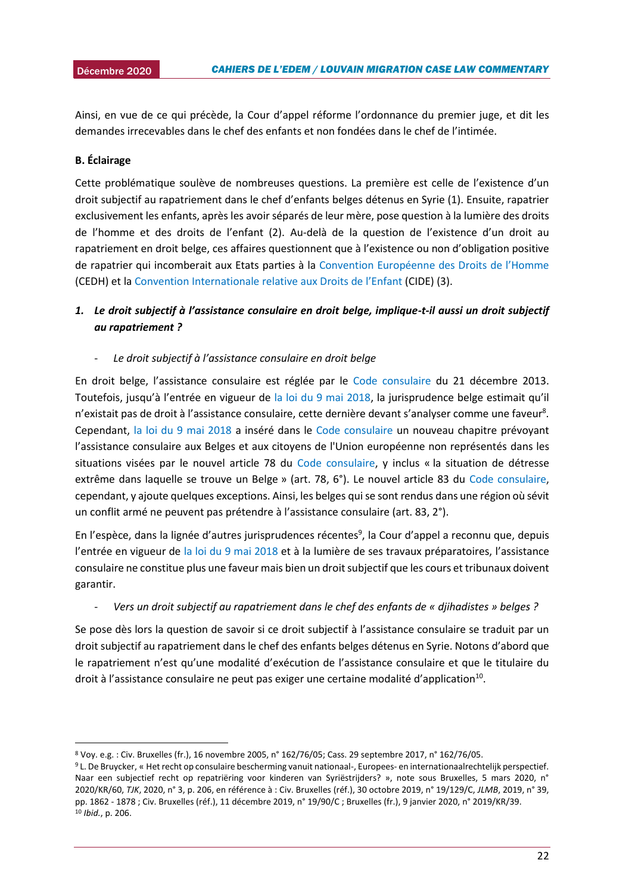Ainsi, en vue de ce qui précède, la Cour d'appel réforme l'ordonnance du premier juge, et dit les demandes irrecevables dans le chef des enfants et non fondées dans le chef de l'intimée.

**B. Éclairage**

Cette problématique soulève de nombreuses questions. La première est celle de l'existence d'un droit subjectif au rapatriement dans le chef d'enfants belges détenus en Syrie (1). Ensuite, rapatrier exclusivement les enfants, après les avoir séparés de leur mère, pose question à la lumière des droits de l'homme et des droits de l'enfant (2). Au-delà de la question de l'existence d'un droit au rapatriement en droit belge, ces affaires questionnent que à l'existence ou non d'obligation positive de rapatrier qui incomberait aux Etats parties à la Convention Européenne des Droits de l'Homme (CEDH) et la Convention Internationale relative aux Droits de l'Enfant (CIDE) (3).

***1. Le droit subjectif à l'assistance consulaire en droit belge, implique-t-il aussi un droit subjectif au rapatriement ?***

- *Le droit subjectif à l'assistance consulaire en droit belge*

En droit belge, l'assistance consulaire est réglée par le Code consulaire du 21 décembre 2013. Toutefois, jusqu'à l'entrée en vigueur de la loi du 9 mai 2018, la jurisprudence belge estimait qu'il n'existait pas de droit à l'assistance consulaire, cette dernière devant s'analyser comme une faveur[8]. Cependant, la loi du 9 mai 2018 a inséré dans le Code consulaire un nouveau chapitre prévoyant l'assistance consulaire aux Belges et aux citoyens de l'Union européenne non représentés dans les situations visées par le nouvel article 78 du Code consulaire, y inclus « la situation de détresse extrême dans laquelle se trouve un Belge » (art. 78, 6°). Le nouvel article 83 du Code consulaire, cependant, y ajoute quelques exceptions. Ainsi, les belges qui se sont rendus dans une région où sévit un conflit armé ne peuvent pas prétendre à l'assistance consulaire (art. 83, 2°).

En l'espèce, dans la lignée d'autres jurisprudences récentes[9], la Cour d'appel a reconnu que, depuis l'entrée en vigueur de la loi du 9 mai 2018 et à la lumière de ses travaux préparatoires, l'assistance consulaire ne constitue plus une faveur mais bien un droit subjectif que les cours et tribunaux doivent garantir.

- *Vers un droit subjectif au rapatriement dans le chef des enfants de « djihadistes » belges ?*

Se pose dès lors la question de savoir si ce droit subjectif à l'assistance consulaire se traduit par un droit subjectif au rapatriement dans le chef des enfants belges détenus en Syrie. Notons d'abord que le rapatriement n'est qu'une modalité d'exécution de l'assistance consulaire et que le titulaire du droit à l'assistance consulaire ne peut pas exiger une certaine modalité d'application[10].

---

[8] Voy. e.g. : Civ. Bruxelles (fr.), 16 novembre 2005, n° 162/76/05; Cass. 29 septembre 2017, n° 162/76/05.

[9] L. De Bruycker, « Het recht op consulaire bescherming vanuit nationaal-, Europees- en internationaalrechtelijk perspectief. Naar een subjectief recht op repatriëring voor kinderen van Syriëstrijders? », note sous Bruxelles, 5 mars 2020, n° 2020/KR/60, *TJK*, 2020, n° 3, p. 206, en référence à : Civ. Bruxelles (réf.), 30 octobre 2019, n° 19/129/C, *JLMB*, 2019, n° 39, pp. 1862 - 1878 ; Civ. Bruxelles (réf.), 11 décembre 2019, n° 19/90/C ; Bruxelles (fr.), 9 janvier 2020, n° 2019/KR/39.

[10] *Ibid.*, p. 206.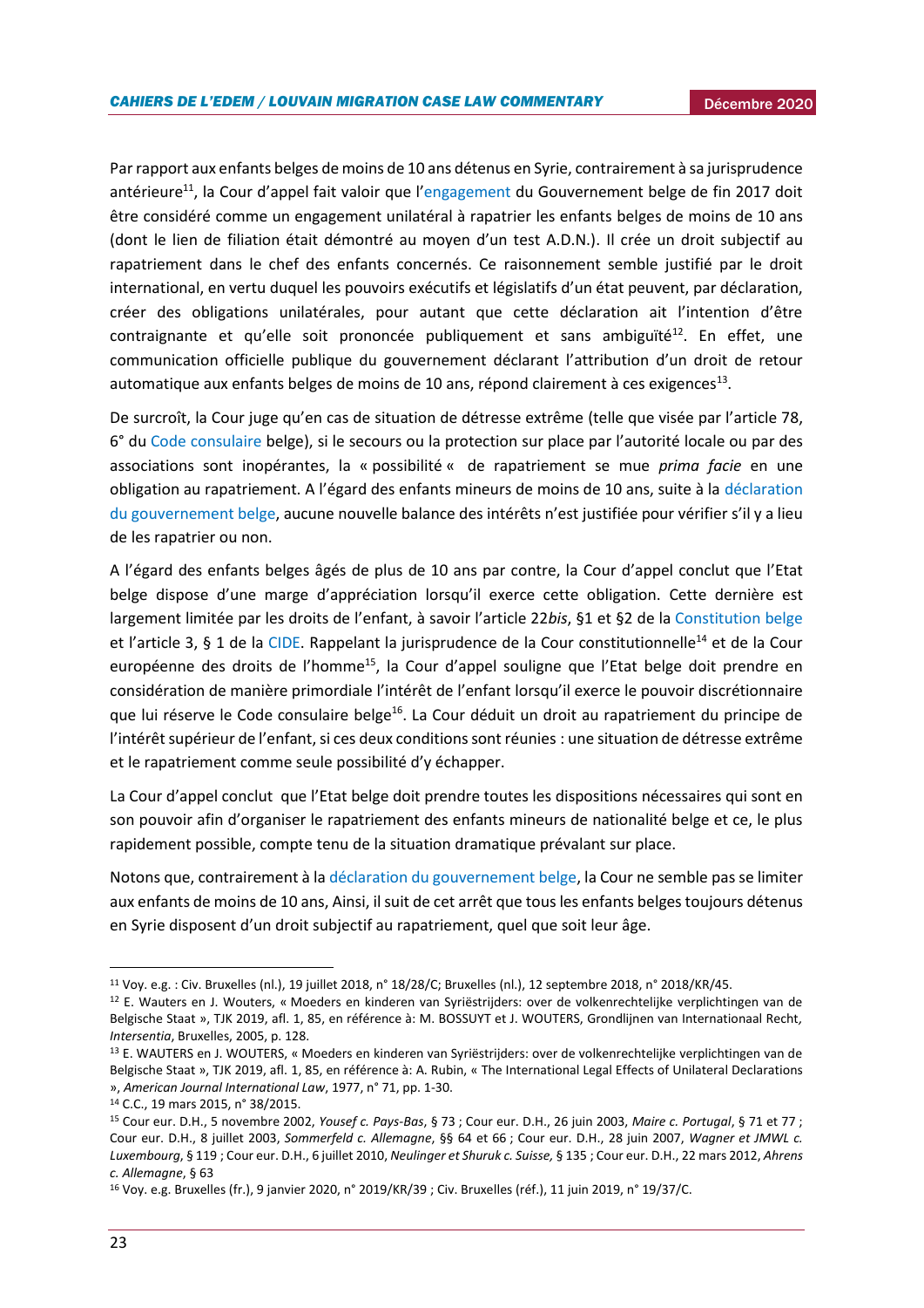Par rapport aux enfants belges de moins de 10 ans détenus en Syrie, contrairement à sa jurisprudence antérieure[11], la Cour d'appel fait valoir que l'engagement du Gouvernement belge de fin 2017 doit être considéré comme un engagement unilatéral à rapatrier les enfants belges de moins de 10 ans (dont le lien de filiation était démontré au moyen d'un test A.D.N.). Il crée un droit subjectif au rapatriement dans le chef des enfants concernés. Ce raisonnement semble justifié par le droit international, en vertu duquel les pouvoirs exécutifs et législatifs d'un état peuvent, par déclaration, créer des obligations unilatérales, pour autant que cette déclaration ait l'intention d'être contraignante et qu'elle soit prononcée publiquement et sans ambiguïté[12]. En effet, une communication officielle publique du gouvernement déclarant l'attribution d'un droit de retour automatique aux enfants belges de moins de 10 ans, répond clairement à ces exigences[13].

De surcroît, la Cour juge qu'en cas de situation de détresse extrême (telle que visée par l'article 78, 6° du Code consulaire belge), si le secours ou la protection sur place par l'autorité locale ou par des associations sont inopérantes, la « possibilité «  de rapatriement se mue *prima facie* en une obligation au rapatriement. A l'égard des enfants mineurs de moins de 10 ans, suite à la déclaration du gouvernement belge, aucune nouvelle balance des intérêts n'est justifiée pour vérifier s'il y a lieu de les rapatrier ou non.

A l'égard des enfants belges âgés de plus de 10 ans par contre, la Cour d'appel conclut que l'Etat belge dispose d'une marge d'appréciation lorsqu'il exerce cette obligation. Cette dernière est largement limitée par les droits de l'enfant, à savoir l'article 22*bis*, §1 et §2 de la Constitution belge et l'article 3, § 1 de la CIDE. Rappelant la jurisprudence de la Cour constitutionnelle[14] et de la Cour européenne des droits de l'homme[15], la Cour d'appel souligne que l'Etat belge doit prendre en considération de manière primordiale l'intérêt de l'enfant lorsqu'il exerce le pouvoir discrétionnaire que lui réserve le Code consulaire belge[16]. La Cour déduit un droit au rapatriement du principe de l'intérêt supérieur de l'enfant, si ces deux conditions sont réunies : une situation de détresse extrême et le rapatriement comme seule possibilité d'y échapper.

La Cour d'appel conclut  que l'Etat belge doit prendre toutes les dispositions nécessaires qui sont en son pouvoir afin d'organiser le rapatriement des enfants mineurs de nationalité belge et ce, le plus rapidement possible, compte tenu de la situation dramatique prévalant sur place.

Notons que, contrairement à la déclaration du gouvernement belge, la Cour ne semble pas se limiter aux enfants de moins de 10 ans, Ainsi, il suit de cet arrêt que tous les enfants belges toujours détenus en Syrie disposent d'un droit subjectif au rapatriement, quel que soit leur âge.

---

[11] Voy. e.g. : Civ. Bruxelles (nl.), 19 juillet 2018, n° 18/28/C; Bruxelles (nl.), 12 septembre 2018, n° 2018/KR/45.

[12] E. Wauters en J. Wouters, « Moeders en kinderen van Syriëstrijders: over de volkenrechtelijke verplichtingen van de Belgische Staat », TJK 2019, afl. 1, 85, en référence à: M. BOSSUYT et J. WOUTERS, Grondlijnen van Internationaal Recht, *Intersentia*, Bruxelles, 2005, p. 128.

[13] E. WAUTERS en J. WOUTERS, « Moeders en kinderen van Syriëstrijders: over de volkenrechtelijke verplichtingen van de Belgische Staat », TJK 2019, afl. 1, 85, en référence à: A. Rubin, « The International Legal Effects of Unilateral Declarations », *American Journal International Law*, 1977, n° 71, pp. 1-30.

[14] C.C., 19 mars 2015, n° 38/2015.

[15] Cour eur. D.H., 5 novembre 2002, *Yousef c. Pays-Bas*, § 73 ; Cour eur. D.H., 26 juin 2003, *Maire c. Portugal*, § 71 et 77 ; Cour eur. D.H., 8 juillet 2003, *Sommerfeld c. Allemagne*, §§ 64 et 66 ; Cour eur. D.H., 28 juin 2007, *Wagner et JMWL c. Luxembourg*, § 119 ; Cour eur. D.H., 6 juillet 2010, *Neulinger et Shuruk c. Suisse,* § 135 ; Cour eur. D.H., 22 mars 2012, *Ahrens c. Allemagne*, § 63

[16] Voy. e.g. Bruxelles (fr.), 9 janvier 2020, n° 2019/KR/39 ; Civ. Bruxelles (réf.), 11 juin 2019, n° 19/37/C.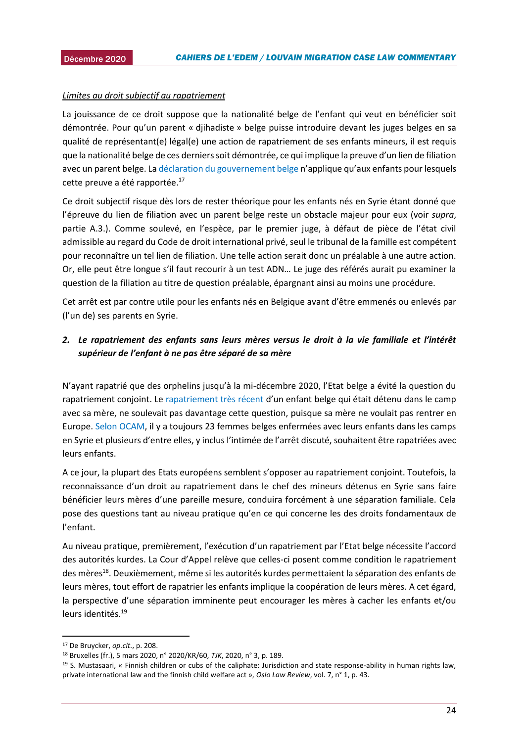*Limites au droit subjectif au rapatriement*

La jouissance de ce droit suppose que la nationalité belge de l'enfant qui veut en bénéficier soit démontrée. Pour qu'un parent « djihadiste » belge puisse introduire devant les juges belges en sa qualité de représentant(e) légal(e) une action de rapatriement de ses enfants mineurs, il est requis que la nationalité belge de ces derniers soit démontrée, ce qui implique la preuve d'un lien de filiation avec un parent belge. La déclaration du gouvernement belge n'applique qu'aux enfants pour lesquels cette preuve a été rapportée.[17]

Ce droit subjectif risque dès lors de rester théorique pour les enfants nés en Syrie étant donné que l'épreuve du lien de filiation avec un parent belge reste un obstacle majeur pour eux (voir *supra*, partie A.3.). Comme soulevé, en l'espèce, par le premier juge, à défaut de pièce de l'état civil admissible au regard du Code de droit international privé, seul le tribunal de la famille est compétent pour reconnaître un tel lien de filiation. Une telle action serait donc un préalable à une autre action. Or, elle peut être longue s'il faut recourir à un test ADN… Le juge des référés aurait pu examiner la question de la filiation au titre de question préalable, épargnant ainsi au moins une procédure.

Cet arrêt est par contre utile pour les enfants nés en Belgique avant d'être emmenés ou enlevés par (l'un de) ses parents en Syrie.

### 2. *Le rapatriement des enfants sans leurs mères versus le droit à la vie familiale et l'intérêt supérieur de l'enfant à ne pas être séparé de sa mère*

N'ayant rapatrié que des orphelins jusqu'à la mi-décembre 2020, l'Etat belge a évité la question du rapatriement conjoint. Le rapatriement très récent d'un enfant belge qui était détenu dans le camp avec sa mère, ne soulevait pas davantage cette question, puisque sa mère ne voulait pas rentrer en Europe. Selon OCAM, il y a toujours 23 femmes belges enfermées avec leurs enfants dans les camps en Syrie et plusieurs d'entre elles, y inclus l'intimée de l'arrêt discuté, souhaitent être rapatriées avec leurs enfants.

A ce jour, la plupart des Etats européens semblent s'opposer au rapatriement conjoint. Toutefois, la reconnaissance d'un droit au rapatriement dans le chef des mineurs détenus en Syrie sans faire bénéficier leurs mères d'une pareille mesure, conduira forcément à une séparation familiale. Cela pose des questions tant au niveau pratique qu'en ce qui concerne les des droits fondamentaux de l'enfant.

Au niveau pratique, premièrement, l'exécution d'un rapatriement par l'Etat belge nécessite l'accord des autorités kurdes. La Cour d'Appel relève que celles-ci posent comme condition le rapatriement des mères[18]. Deuxièmement, même si les autorités kurdes permettaient la séparation des enfants de leurs mères, tout effort de rapatrier les enfants implique la coopération de leurs mères. A cet égard, la perspective d'une séparation imminente peut encourager les mères à cacher les enfants et/ou leurs identités.[19]

---

[17] De Bruycker, *op.cit.*, p. 208.

[18] Bruxelles (fr.), 5 mars 2020, n° 2020/KR/60, *TJK*, 2020, n° 3, p. 189.

[19] S. Mustasaari, « Finnish children or cubs of the caliphate: Jurisdiction and state response-ability in human rights law, private international law and the finnish child welfare act », *Oslo Law Review*, vol. 7, n° 1, p. 43.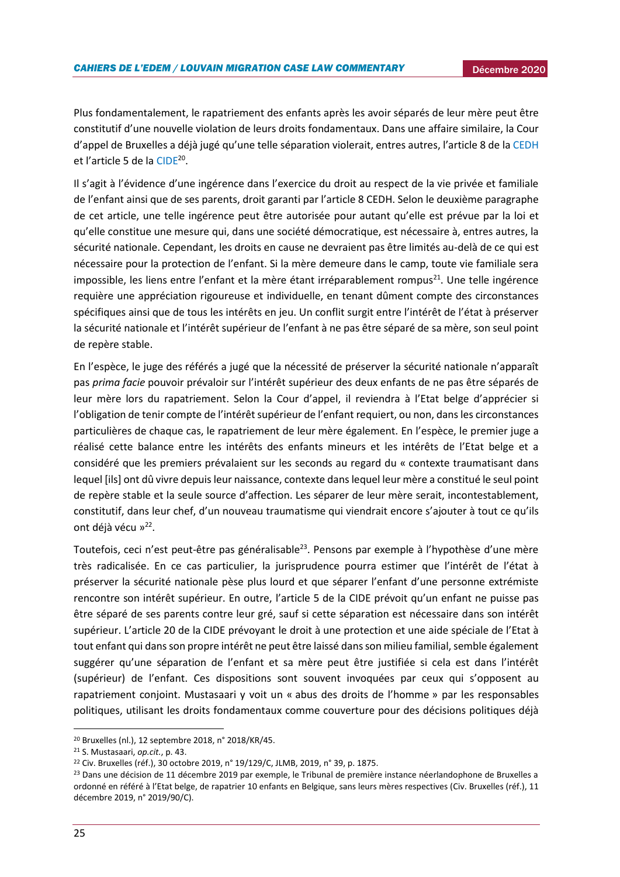Plus fondamentalement, le rapatriement des enfants après les avoir séparés de leur mère peut être constitutif d'une nouvelle violation de leurs droits fondamentaux. Dans une affaire similaire, la Cour d'appel de Bruxelles a déjà jugé qu'une telle séparation violerait, entres autres, l'article 8 de la CEDH et l'article 5 de la CIDE[20].

Il s'agit à l'évidence d'une ingérence dans l'exercice du droit au respect de la vie privée et familiale de l'enfant ainsi que de ses parents, droit garanti par l'article 8 CEDH. Selon le deuxième paragraphe de cet article, une telle ingérence peut être autorisée pour autant qu'elle est prévue par la loi et qu'elle constitue une mesure qui, dans une société démocratique, est nécessaire à, entres autres, la sécurité nationale. Cependant, les droits en cause ne devraient pas être limités au-delà de ce qui est nécessaire pour la protection de l'enfant. Si la mère demeure dans le camp, toute vie familiale sera impossible, les liens entre l'enfant et la mère étant irréparablement rompus[21]. Une telle ingérence requière une appréciation rigoureuse et individuelle, en tenant dûment compte des circonstances spécifiques ainsi que de tous les intérêts en jeu. Un conflit surgit entre l'intérêt de l'état à préserver la sécurité nationale et l'intérêt supérieur de l'enfant à ne pas être séparé de sa mère, son seul point de repère stable.

En l'espèce, le juge des référés a jugé que la nécessité de préserver la sécurité nationale n'apparaît pas *prima facie* pouvoir prévaloir sur l'intérêt supérieur des deux enfants de ne pas être séparés de leur mère lors du rapatriement. Selon la Cour d'appel, il reviendra à l'Etat belge d'apprécier si l'obligation de tenir compte de l'intérêt supérieur de l'enfant requiert, ou non, dans les circonstances particulières de chaque cas, le rapatriement de leur mère également. En l'espèce, le premier juge a réalisé cette balance entre les intérêts des enfants mineurs et les intérêts de l'Etat belge et a considéré que les premiers prévalaient sur les seconds au regard du « contexte traumatisant dans lequel [ils] ont dû vivre depuis leur naissance, contexte dans lequel leur mère a constitué le seul point de repère stable et la seule source d'affection. Les séparer de leur mère serait, incontestablement, constitutif, dans leur chef, d'un nouveau traumatisme qui viendrait encore s'ajouter à tout ce qu'ils ont déjà vécu »[22].

Toutefois, ceci n'est peut-être pas généralisable[23]. Pensons par exemple à l'hypothèse d'une mère très radicalisée. En ce cas particulier, la jurisprudence pourra estimer que l'intérêt de l'état à préserver la sécurité nationale pèse plus lourd et que séparer l'enfant d'une personne extrémiste rencontre son intérêt supérieur. En outre, l'article 5 de la CIDE prévoit qu'un enfant ne puisse pas être séparé de ses parents contre leur gré, sauf si cette séparation est nécessaire dans son intérêt supérieur. L'article 20 de la CIDE prévoyant le droit à une protection et une aide spéciale de l'Etat à tout enfant qui dans son propre intérêt ne peut être laissé dans son milieu familial, semble également suggérer qu'une séparation de l'enfant et sa mère peut être justifiée si cela est dans l'intérêt (supérieur) de l'enfant. Ces dispositions sont souvent invoquées par ceux qui s'opposent au rapatriement conjoint. Mustasaari y voit un « abus des droits de l'homme » par les responsables politiques, utilisant les droits fondamentaux comme couverture pour des décisions politiques déjà

---

[20] Bruxelles (nl.), 12 septembre 2018, n° 2018/KR/45.

[21] S. Mustasaari, *op.cit.*, p. 43.

[22] Civ. Bruxelles (réf.), 30 octobre 2019, n° 19/129/C, JLMB, 2019, n° 39, p. 1875.

[23] Dans une décision de 11 décembre 2019 par exemple, le Tribunal de première instance néerlandophone de Bruxelles a ordonné en référé à l'Etat belge, de rapatrier 10 enfants en Belgique, sans leurs mères respectives (Civ. Bruxelles (réf.), 11 décembre 2019, n° 2019/90/C).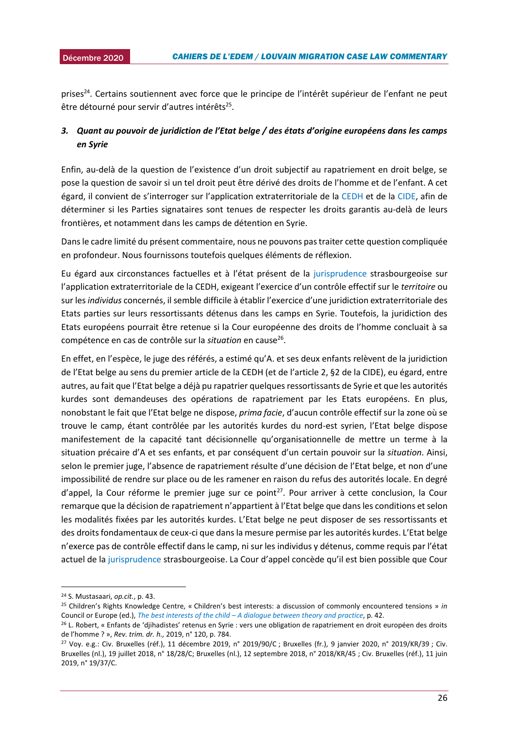prises[24]. Certains soutiennent avec force que le principe de l'intérêt supérieur de l'enfant ne peut être détourné pour servir d'autres intérêts[25].

### 3. *Quant au pouvoir de juridiction de l'Etat belge / des états d'origine européens dans les camps en Syrie*

Enfin, au-delà de la question de l'existence d'un droit subjectif au rapatriement en droit belge, se pose la question de savoir si un tel droit peut être dérivé des droits de l'homme et de l'enfant. A cet égard, il convient de s'interroger sur l'application extraterritoriale de la CEDH et de la CIDE, afin de déterminer si les Parties signataires sont tenues de respecter les droits garantis au-delà de leurs frontières, et notamment dans les camps de détention en Syrie.

Dans le cadre limité du présent commentaire, nous ne pouvons pas traiter cette question compliquée en profondeur. Nous fournissons toutefois quelques éléments de réflexion.

Eu égard aux circonstances factuelles et à l'état présent de la jurisprudence strasbourgeoise sur l'application extraterritoriale de la CEDH, exigeant l'exercice d'un contrôle effectif sur le *territoire* ou sur les *individus* concernés, il semble difficile à établir l'exercice d'une juridiction extraterritoriale des Etats parties sur leurs ressortissants détenus dans les camps en Syrie. Toutefois, la juridiction des Etats européens pourrait être retenue si la Cour européenne des droits de l'homme concluait à sa compétence en cas de contrôle sur la *situation* en cause[26].

En effet, en l'espèce, le juge des référés, a estimé qu'A. et ses deux enfants relèvent de la juridiction de l'Etat belge au sens du premier article de la CEDH (et de l'article 2, §2 de la CIDE), eu égard, entre autres, au fait que l'Etat belge a déjà pu rapatrier quelques ressortissants de Syrie et que les autorités kurdes sont demandeuses des opérations de rapatriement par les Etats européens. En plus, nonobstant le fait que l'Etat belge ne dispose, *prima facie*, d'aucun contrôle effectif sur la zone où se trouve le camp, étant contrôlée par les autorités kurdes du nord-est syrien, l'Etat belge dispose manifestement de la capacité tant décisionnelle qu'organisationnelle de mettre un terme à la situation précaire d'A et ses enfants, et par conséquent d'un certain pouvoir sur la *situation*. Ainsi, selon le premier juge, l'absence de rapatriement résulte d'une décision de l'Etat belge, et non d'une impossibilité de rendre sur place ou de les ramener en raison du refus des autorités locale. En degré d'appel, la Cour réforme le premier juge sur ce point[27]. Pour arriver à cette conclusion, la Cour remarque que la décision de rapatriement n'appartient à l'Etat belge que dans les conditions et selon les modalités fixées par les autorités kurdes. L'Etat belge ne peut disposer de ses ressortissants et des droits fondamentaux de ceux-ci que dans la mesure permise par les autorités kurdes. L'Etat belge n'exerce pas de contrôle effectif dans le camp, ni sur les individus y détenus, comme requis par l'état actuel de la jurisprudence strasbourgeoise. La Cour d'appel concède qu'il est bien possible que Cour

---

[24] S. Mustasaari, *op.cit.*, p. 43.

[25] Children's Rights Knowledge Centre, « Children's best interests: a discussion of commonly encountered tensions » *in* Council or Europe (ed.), *The best interests of the child – A dialogue between theory and practice*, p. 42.

[26] L. Robert, « Enfants de 'djihadistes' retenus en Syrie : vers une obligation de rapatriement en droit européen des droits de l'homme ? », *Rev. trim. dr. h.,* 2019, n° 120, p. 784.

[27] Voy. e.g.: Civ. Bruxelles (réf.), 11 décembre 2019, n° 2019/90/C ; Bruxelles (fr.), 9 janvier 2020, n° 2019/KR/39 ; Civ. Bruxelles (nl.), 19 juillet 2018, n° 18/28/C; Bruxelles (nl.), 12 septembre 2018, n° 2018/KR/45 ; Civ. Bruxelles (réf.), 11 juin 2019, n° 19/37/C.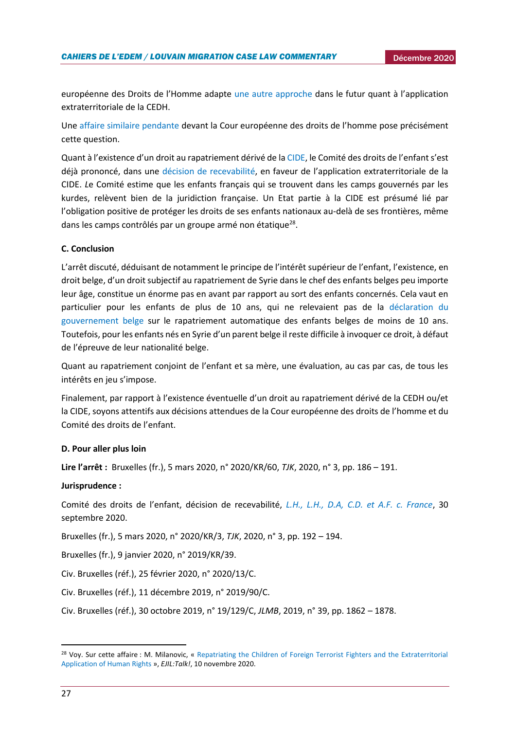européenne des Droits de l'Homme adapte une autre approche dans le futur quant à l'application extraterritoriale de la CEDH.

Une affaire similaire pendante devant la Cour européenne des droits de l'homme pose précisément cette question.

Quant à l'existence d'un droit au rapatriement dérivé de la CIDE, le Comité des droits de l'enfant s'est déjà prononcé, dans une décision de recevabilité, en faveur de l'application extraterritoriale de la CIDE. *L*e Comité estime que les enfants français qui se trouvent dans les camps gouvernés par les kurdes, relèvent bien de la juridiction française. Un Etat partie à la CIDE est présumé lié par l'obligation positive de protéger les droits de ses enfants nationaux au-delà de ses frontières, même dans les camps contrôlés par un groupe armé non étatique[28].

**C. Conclusion**

L'arrêt discuté, déduisant de notamment le principe de l'intérêt supérieur de l'enfant, l'existence, en droit belge, d'un droit subjectif au rapatriement de Syrie dans le chef des enfants belges peu importe leur âge, constitue un énorme pas en avant par rapport au sort des enfants concernés. Cela vaut en particulier pour les enfants de plus de 10 ans, qui ne relevaient pas de la déclaration du gouvernement belge sur le rapatriement automatique des enfants belges de moins de 10 ans. Toutefois, pour les enfants nés en Syrie d'un parent belge il reste difficile à invoquer ce droit, à défaut de l'épreuve de leur nationalité belge.

Quant au rapatriement conjoint de l'enfant et sa mère, une évaluation, au cas par cas, de tous les intérêts en jeu s'impose.

Finalement, par rapport à l'existence éventuelle d'un droit au rapatriement dérivé de la CEDH ou/et la CIDE, soyons attentifs aux décisions attendues de la Cour européenne des droits de l'homme et du Comité des droits de l'enfant.

**D. Pour aller plus loin**

**Lire l'arrêt :** Bruxelles (fr.), 5 mars 2020, n° 2020/KR/60, *TJK*, 2020, n° 3, pp. 186 – 191.

**Jurisprudence :**

Comité des droits de l'enfant, décision de recevabilité, *L.H., L.H., D.A, C.D. et A.F. c. France*, 30 septembre 2020.

Bruxelles (fr.), 5 mars 2020, n° 2020/KR/3, *TJK*, 2020, n° 3, pp. 192 – 194.

Bruxelles (fr.), 9 janvier 2020, n° 2019/KR/39.

Civ. Bruxelles (réf.), 25 février 2020, n° 2020/13/C.

Civ. Bruxelles (réf.), 11 décembre 2019, n° 2019/90/C.

Civ. Bruxelles (réf.), 30 octobre 2019, n° 19/129/C, *JLMB*, 2019, n° 39, pp. 1862 – 1878.

---

[28] Voy. Sur cette affaire : M. Milanovic, « Repatriating the Children of Foreign Terrorist Fighters and the Extraterritorial Application of Human Rights », *EJIL:Talk!*, 10 novembre 2020.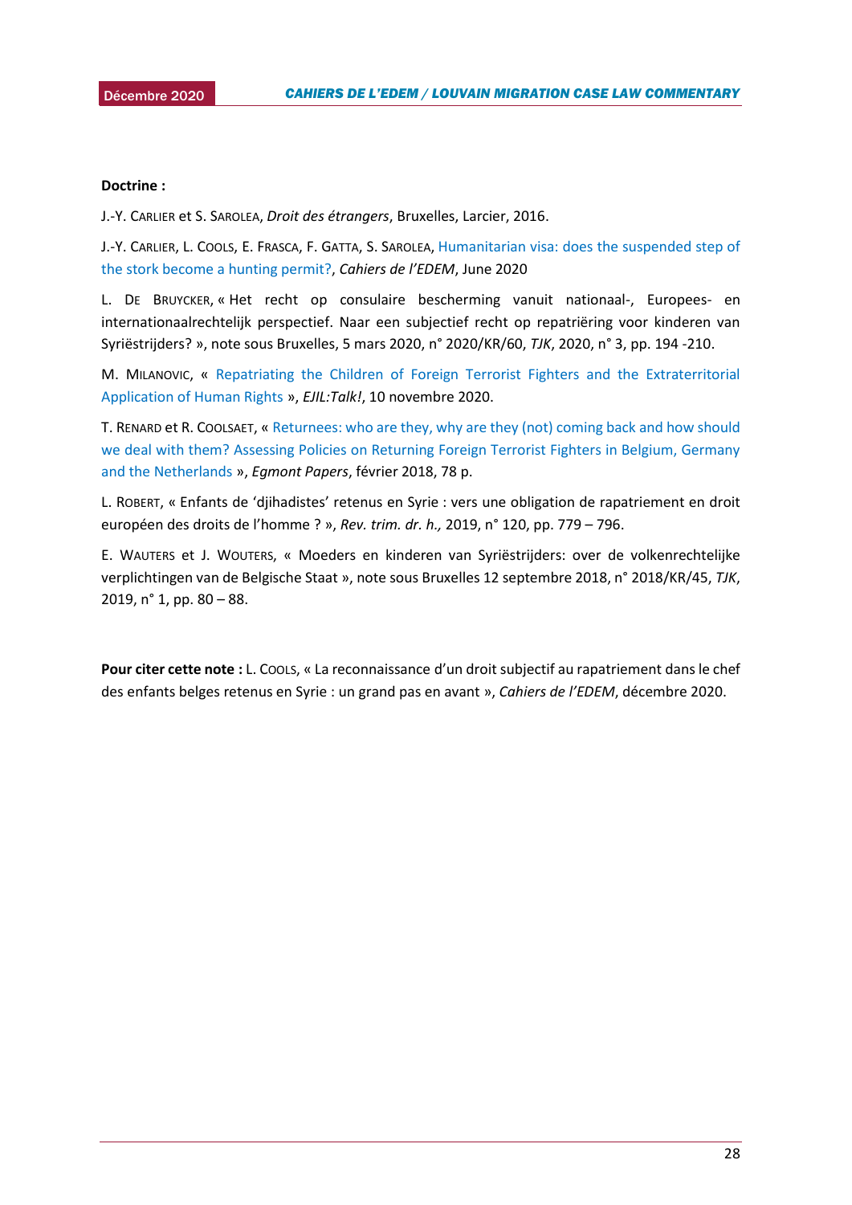**Doctrine :**

J.-Y. Carlier et S. Sarolea, *Droit des étrangers*, Bruxelles, Larcier, 2016.

J.-Y. Carlier, L. Cools, E. Frasca, F. Gatta, S. Sarolea, Humanitarian visa: does the suspended step of the stork become a hunting permit?, *Cahiers de l'EDEM*, June 2020

L. De Bruycker, « Het recht op consulaire bescherming vanuit nationaal-, Europees- en internationaalrechtelijk perspectief. Naar een subjectief recht op repatriëring voor kinderen van Syriëstrijders? », note sous Bruxelles, 5 mars 2020, n° 2020/KR/60, *TJK*, 2020, n° 3, pp. 194 -210.

M. Milanovic, « Repatriating the Children of Foreign Terrorist Fighters and the Extraterritorial Application of Human Rights », *EJIL:Talk!*, 10 novembre 2020.

T. Renard et R. Coolsaet, « Returnees: who are they, why are they (not) coming back and how should we deal with them? Assessing Policies on Returning Foreign Terrorist Fighters in Belgium, Germany and the Netherlands », *Egmont Papers*, février 2018, 78 p.

L. Robert, « Enfants de 'djihadistes' retenus en Syrie : vers une obligation de rapatriement en droit européen des droits de l'homme ? », *Rev. trim. dr. h.,* 2019, n° 120, pp. 779 – 796.

E. Wauters et J. Wouters, « Moeders en kinderen van Syriëstrijders: over de volkenrechtelijke verplichtingen van de Belgische Staat », note sous Bruxelles 12 septembre 2018, n° 2018/KR/45, *TJK*, 2019, n° 1, pp. 80 – 88.

**Pour citer cette note :** L. Cools, « La reconnaissance d'un droit subjectif au rapatriement dans le chef des enfants belges retenus en Syrie : un grand pas en avant », *Cahiers de l'EDEM*, décembre 2020.